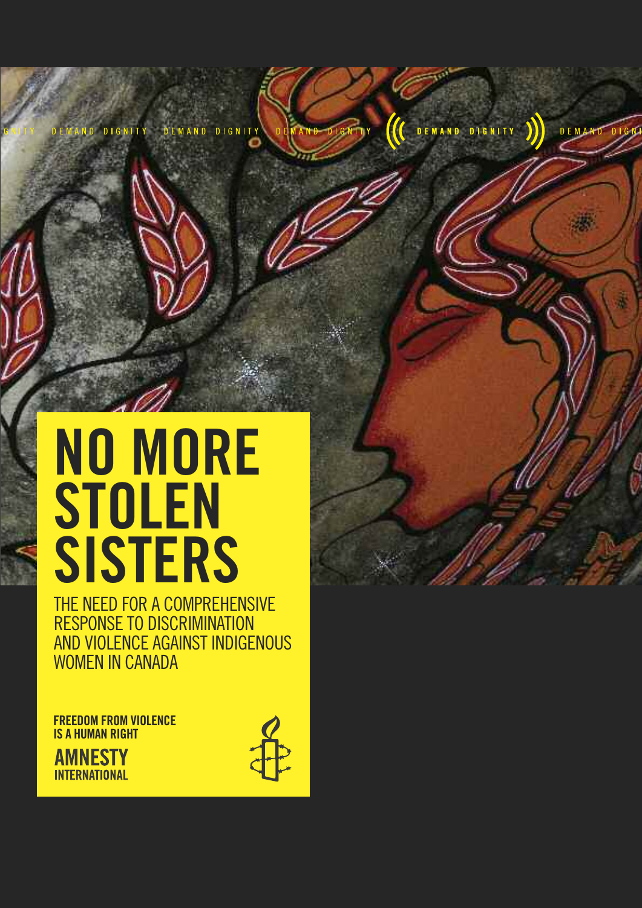DEMAND DIGNITY

# NO MORE STOLEN SISTERS

## THE NEED FOR A COMPREHENSIVE RESPONSE TO DISCRIMINATION AND VIOLENCE AGAINST INDIGENOUS WOMEN IN CANADA

**FREEDOM FROM VIOLENCE IS A HUMAN RIGHT**

**AMNESTY INTERNATIONAL**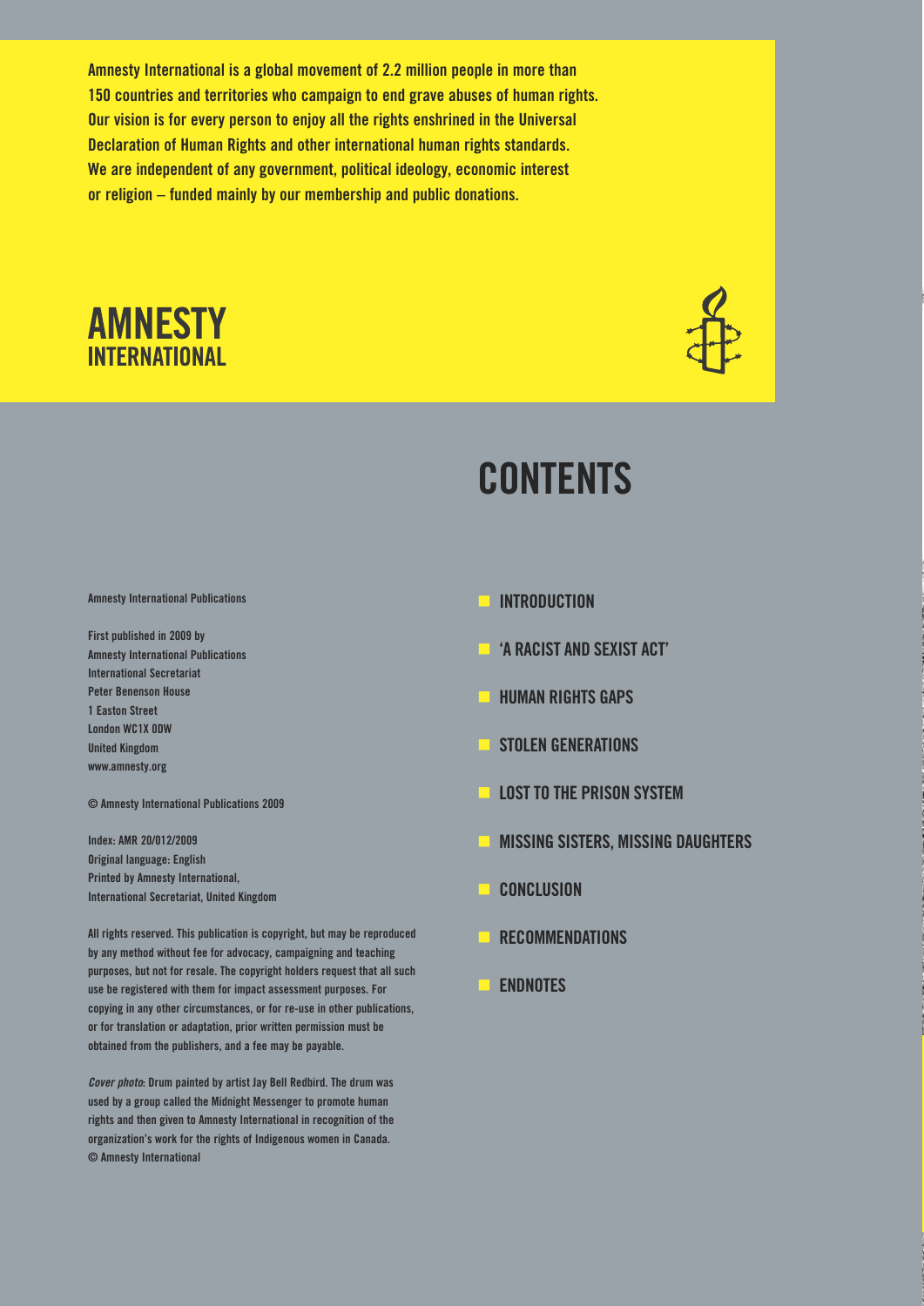Amnesty International is a global movement of 2.2 million people in more than 150 countries and territories who campaign to end grave abuses of human rights. Our vision is for every person to enjoy all the rights enshrined in the Universal Declaration of Human Rights and other international human rights standards. We are independent of any government, political ideology, economic interest or religion – funded mainly by our membership and public donations.

**AMNESTY INTERNATIONAL**

Amnesty International Publications

First published in 2009 by
Amnesty International Publications
International Secretariat
Peter Benenson House
1 Easton Street
London WC1X 0DW
United Kingdom
www.amnesty.org

© Amnesty International Publications 2009

Index: AMR 20/012/2009
Original language: English
Printed by Amnesty International,
International Secretariat, United Kingdom

All rights reserved. This publication is copyright, but may be reproduced by any method without fee for advocacy, campaigning and teaching purposes, but not for resale. The copyright holders request that all such use be registered with them for impact assessment purposes. For copying in any other circumstances, or for re-use in other publications, or for translation or adaptation, prior written permission must be obtained from the publishers, and a fee may be payable.

*Cover photo*: Drum painted by artist Jay Bell Redbird. The drum was used by a group called the Midnight Messenger to promote human rights and then given to Amnesty International in recognition of the organization's work for the rights of Indigenous women in Canada.
© Amnesty International

# CONTENTS

- INTRODUCTION
- 'A RACIST AND SEXIST ACT'
- HUMAN RIGHTS GAPS
- STOLEN GENERATIONS
- LOST TO THE PRISON SYSTEM
- MISSING SISTERS, MISSING DAUGHTERS
- CONCLUSION
- RECOMMENDATIONS
- ENDNOTES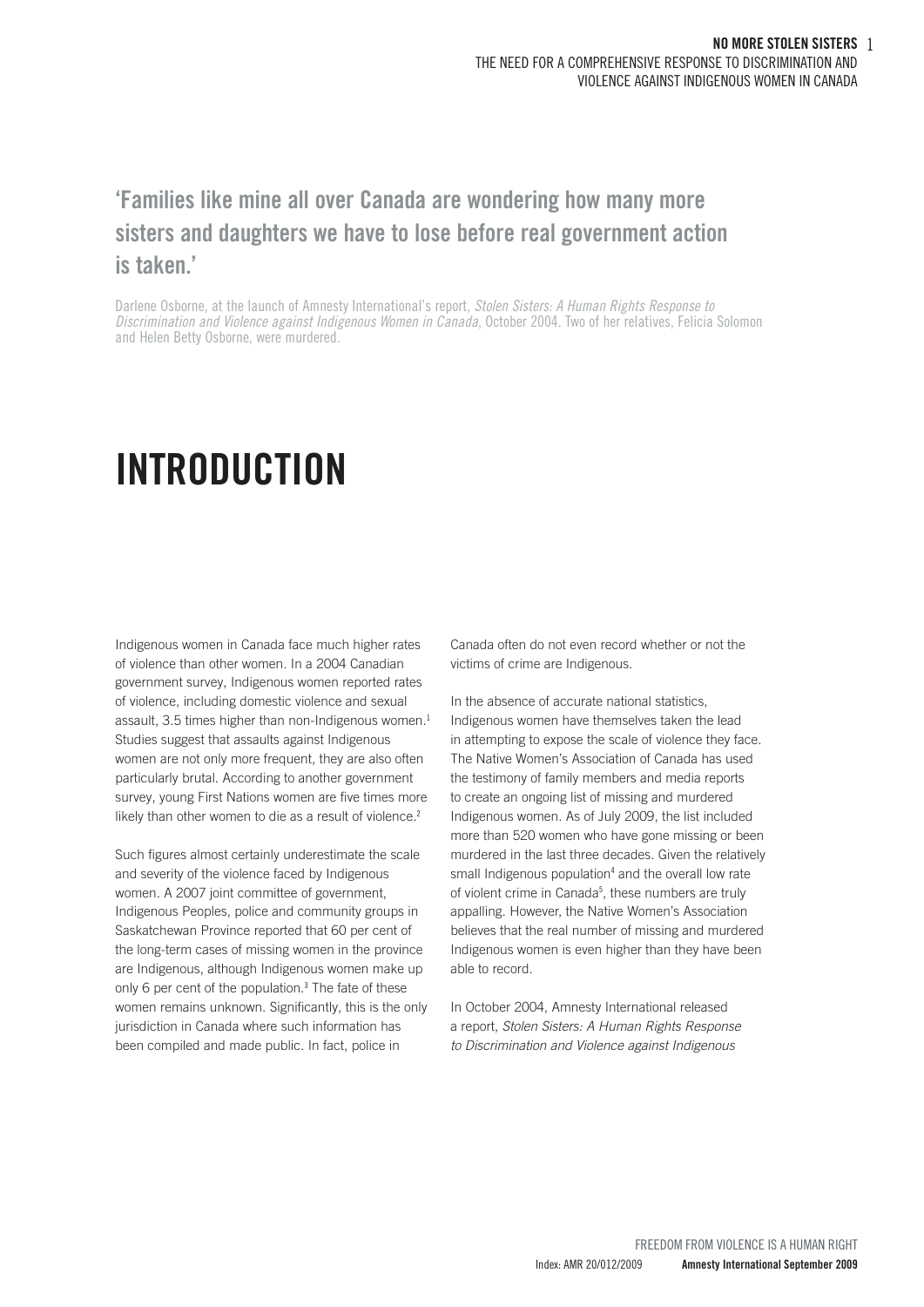**'Families like mine all over Canada are wondering how many more sisters and daughters we have to lose before real government action is taken.'**

Darlene Osborne, at the launch of Amnesty International's report, *Stolen Sisters: A Human Rights Response to Discrimination and Violence against Indigenous Women in Canada*, October 2004. Two of her relatives, Felicia Solomon and Helen Betty Osborne, were murdered.

# INTRODUCTION

Indigenous women in Canada face much higher rates of violence than other women. In a 2004 Canadian government survey, Indigenous women reported rates of violence, including domestic violence and sexual assault, 3.5 times higher than non-Indigenous women.[1] Studies suggest that assaults against Indigenous women are not only more frequent, they are also often particularly brutal. According to another government survey, young First Nations women are five times more likely than other women to die as a result of violence.[2]

Such figures almost certainly underestimate the scale and severity of the violence faced by Indigenous women. A 2007 joint committee of government, Indigenous Peoples, police and community groups in Saskatchewan Province reported that 60 per cent of the long-term cases of missing women in the province are Indigenous, although Indigenous women make up only 6 per cent of the population.[3] The fate of these women remains unknown. Significantly, this is the only jurisdiction in Canada where such information has been compiled and made public. In fact, police in Canada often do not even record whether or not the victims of crime are Indigenous.

In the absence of accurate national statistics, Indigenous women have themselves taken the lead in attempting to expose the scale of violence they face. The Native Women's Association of Canada has used the testimony of family members and media reports to create an ongoing list of missing and murdered Indigenous women. As of July 2009, the list included more than 520 women who have gone missing or been murdered in the last three decades. Given the relatively small Indigenous population[4] and the overall low rate of violent crime in Canada[5], these numbers are truly appalling. However, the Native Women's Association believes that the real number of missing and murdered Indigenous women is even higher than they have been able to record.

In October 2004, Amnesty International released a report, *Stolen Sisters: A Human Rights Response to Discrimination and Violence against Indigenous*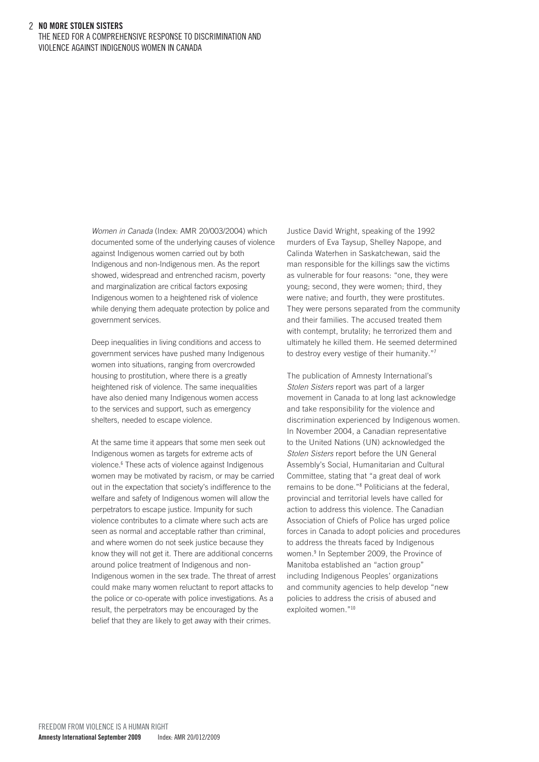*Women in Canada* (Index: AMR 20/003/2004) which documented some of the underlying causes of violence against Indigenous women carried out by both Indigenous and non-Indigenous men. As the report showed, widespread and entrenched racism, poverty and marginalization are critical factors exposing Indigenous women to a heightened risk of violence while denying them adequate protection by police and government services.

Deep inequalities in living conditions and access to government services have pushed many Indigenous women into situations, ranging from overcrowded housing to prostitution, where there is a greatly heightened risk of violence. The same inequalities have also denied many Indigenous women access to the services and support, such as emergency shelters, needed to escape violence.

At the same time it appears that some men seek out Indigenous women as targets for extreme acts of violence.[6] These acts of violence against Indigenous women may be motivated by racism, or may be carried out in the expectation that society's indifference to the welfare and safety of Indigenous women will allow the perpetrators to escape justice. Impunity for such violence contributes to a climate where such acts are seen as normal and acceptable rather than criminal, and where women do not seek justice because they know they will not get it. There are additional concerns around police treatment of Indigenous and non-Indigenous women in the sex trade. The threat of arrest could make many women reluctant to report attacks to the police or co-operate with police investigations. As a result, the perpetrators may be encouraged by the belief that they are likely to get away with their crimes.

Justice David Wright, speaking of the 1992 murders of Eva Taysup, Shelley Napope, and Calinda Waterhen in Saskatchewan, said the man responsible for the killings saw the victims as vulnerable for four reasons: "one, they were young; second, they were women; third, they were native; and fourth, they were prostitutes. They were persons separated from the community and their families. The accused treated them with contempt, brutality; he terrorized them and ultimately he killed them. He seemed determined to destroy every vestige of their humanity."[7]

The publication of Amnesty International's *Stolen Sisters* report was part of a larger movement in Canada to at long last acknowledge and take responsibility for the violence and discrimination experienced by Indigenous women. In November 2004, a Canadian representative to the United Nations (UN) acknowledged the *Stolen Sisters* report before the UN General Assembly's Social, Humanitarian and Cultural Committee, stating that "a great deal of work remains to be done."[8] Politicians at the federal, provincial and territorial levels have called for action to address this violence. The Canadian Association of Chiefs of Police has urged police forces in Canada to adopt policies and procedures to address the threats faced by Indigenous women.[9] In September 2009, the Province of Manitoba established an "action group" including Indigenous Peoples' organizations and community agencies to help develop "new policies to address the crisis of abused and exploited women."[10]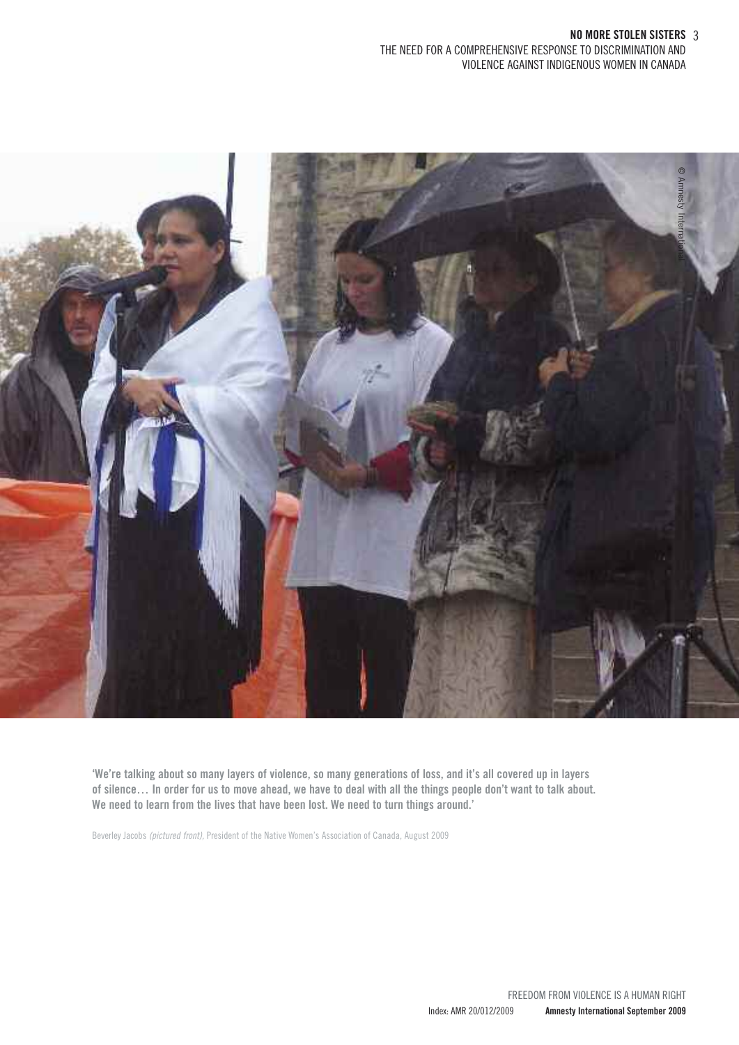'We're talking about so many layers of violence, so many generations of loss, and it's all covered up in layers of silence… In order for us to move ahead, we have to deal with all the things people don't want to talk about. We need to learn from the lives that have been lost. We need to turn things around.'

Beverley Jacobs *(pictured front)*, President of the Native Women's Association of Canada, August 2009

© Amnesty International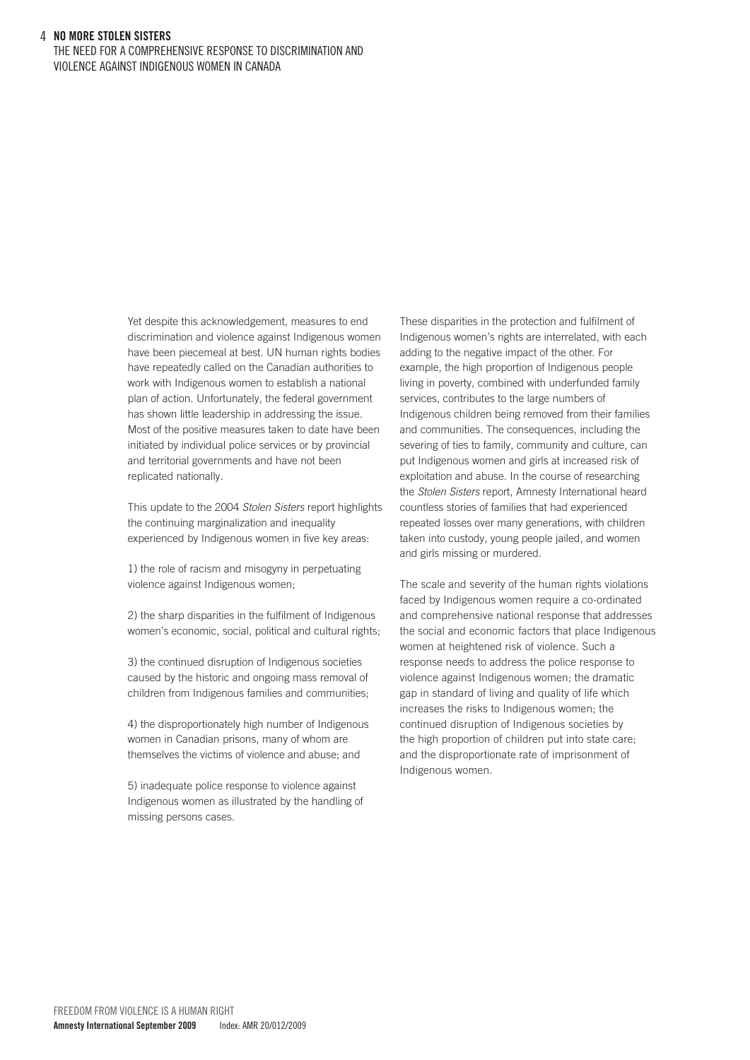Yet despite this acknowledgement, measures to end discrimination and violence against Indigenous women have been piecemeal at best. UN human rights bodies have repeatedly called on the Canadian authorities to work with Indigenous women to establish a national plan of action. Unfortunately, the federal government has shown little leadership in addressing the issue. Most of the positive measures taken to date have been initiated by individual police services or by provincial and territorial governments and have not been replicated nationally.

This update to the 2004 *Stolen Sisters* report highlights the continuing marginalization and inequality experienced by Indigenous women in five key areas:

1) the role of racism and misogyny in perpetuating violence against Indigenous women;

2) the sharp disparities in the fulfilment of Indigenous women's economic, social, political and cultural rights;

3) the continued disruption of Indigenous societies caused by the historic and ongoing mass removal of children from Indigenous families and communities;

4) the disproportionately high number of Indigenous women in Canadian prisons, many of whom are themselves the victims of violence and abuse; and

5) inadequate police response to violence against Indigenous women as illustrated by the handling of missing persons cases.

These disparities in the protection and fulfilment of Indigenous women's rights are interrelated, with each adding to the negative impact of the other. For example, the high proportion of Indigenous people living in poverty, combined with underfunded family services, contributes to the large numbers of Indigenous children being removed from their families and communities. The consequences, including the severing of ties to family, community and culture, can put Indigenous women and girls at increased risk of exploitation and abuse. In the course of researching the *Stolen Sisters* report, Amnesty International heard countless stories of families that had experienced repeated losses over many generations, with children taken into custody, young people jailed, and women and girls missing or murdered.

The scale and severity of the human rights violations faced by Indigenous women require a co-ordinated and comprehensive national response that addresses the social and economic factors that place Indigenous women at heightened risk of violence. Such a response needs to address the police response to violence against Indigenous women; the dramatic gap in standard of living and quality of life which increases the risks to Indigenous women; the continued disruption of Indigenous societies by the high proportion of children put into state care; and the disproportionate rate of imprisonment of Indigenous women.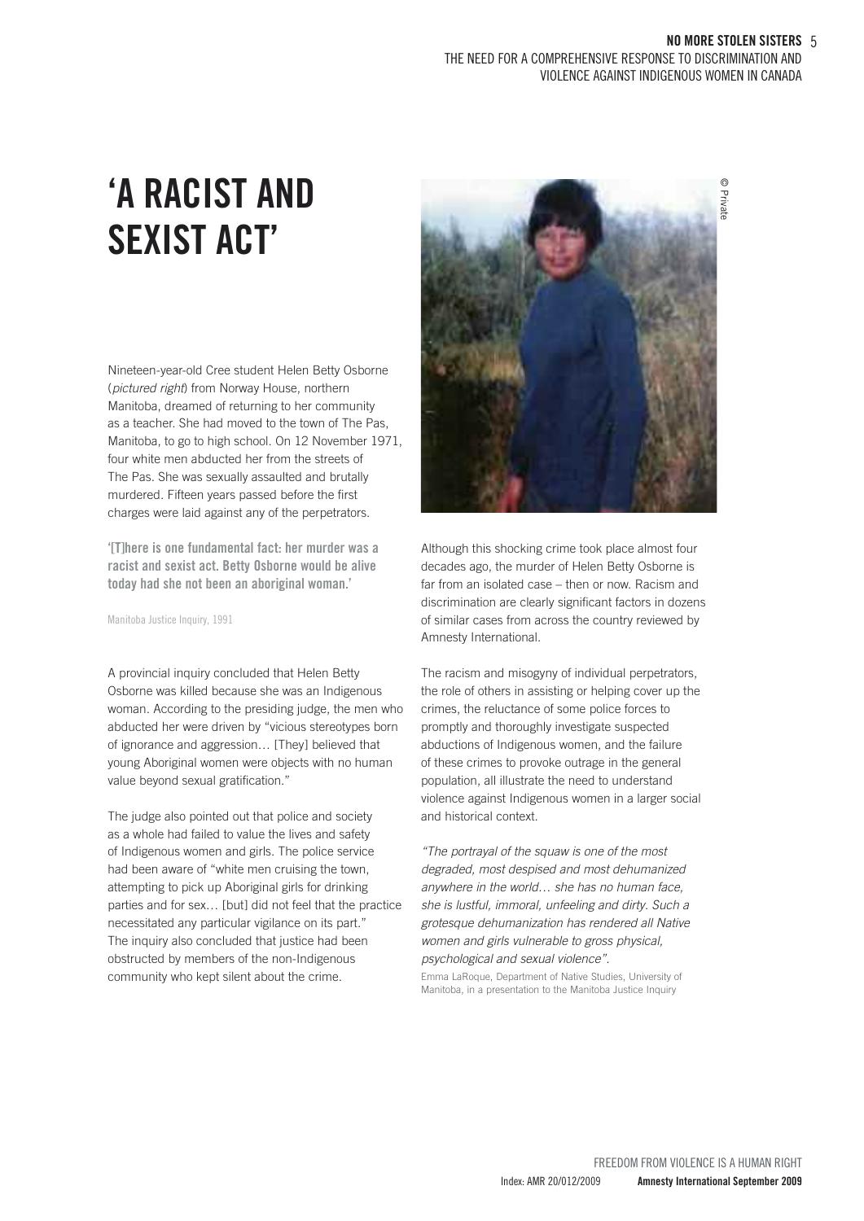# 'A RACIST AND SEXIST ACT'

Nineteen-year-old Cree student Helen Betty Osborne (*pictured right*) from Norway House, northern Manitoba, dreamed of returning to her community as a teacher. She had moved to the town of The Pas, Manitoba, to go to high school. On 12 November 1971, four white men abducted her from the streets of The Pas. She was sexually assaulted and brutally murdered. Fifteen years passed before the first charges were laid against any of the perpetrators.

**'[T]here is one fundamental fact: her murder was a racist and sexist act. Betty Osborne would be alive today had she not been an aboriginal woman.'**

Manitoba Justice Inquiry, 1991

A provincial inquiry concluded that Helen Betty Osborne was killed because she was an Indigenous woman. According to the presiding judge, the men who abducted her were driven by "vicious stereotypes born of ignorance and aggression… [They] believed that young Aboriginal women were objects with no human value beyond sexual gratification."

The judge also pointed out that police and society as a whole had failed to value the lives and safety of Indigenous women and girls. The police service had been aware of "white men cruising the town, attempting to pick up Aboriginal girls for drinking parties and for sex… [but] did not feel that the practice necessitated any particular vigilance on its part." The inquiry also concluded that justice had been obstructed by members of the non-Indigenous community who kept silent about the crime.

© Private

Although this shocking crime took place almost four decades ago, the murder of Helen Betty Osborne is far from an isolated case – then or now. Racism and discrimination are clearly significant factors in dozens of similar cases from across the country reviewed by Amnesty International.

The racism and misogyny of individual perpetrators, the role of others in assisting or helping cover up the crimes, the reluctance of some police forces to promptly and thoroughly investigate suspected abductions of Indigenous women, and the failure of these crimes to provoke outrage in the general population, all illustrate the need to understand violence against Indigenous women in a larger social and historical context.

*"The portrayal of the squaw is one of the most degraded, most despised and most dehumanized anywhere in the world… she has no human face, she is lustful, immoral, unfeeling and dirty. Such a grotesque dehumanization has rendered all Native women and girls vulnerable to gross physical, psychological and sexual violence".*

Emma LaRoque, Department of Native Studies, University of Manitoba, in a presentation to the Manitoba Justice Inquiry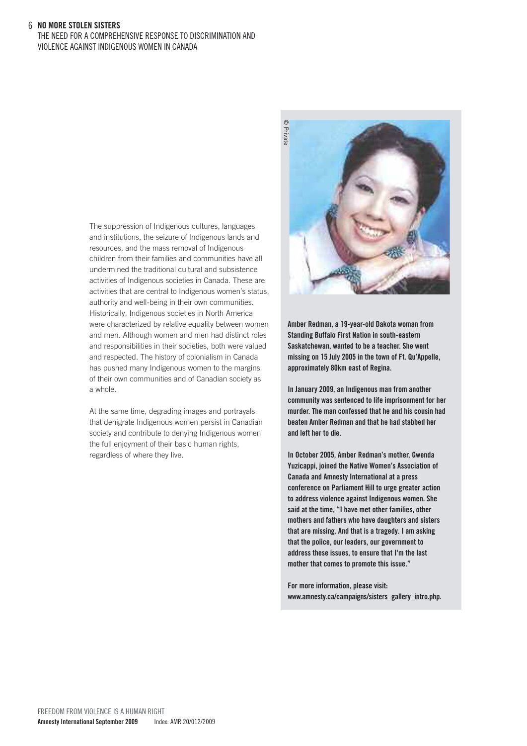The suppression of Indigenous cultures, languages and institutions, the seizure of Indigenous lands and resources, and the mass removal of Indigenous children from their families and communities have all undermined the traditional cultural and subsistence activities of Indigenous societies in Canada. These are activities that are central to Indigenous women's status, authority and well-being in their own communities. Historically, Indigenous societies in North America were characterized by relative equality between women and men. Although women and men had distinct roles and responsibilities in their societies, both were valued and respected. The history of colonialism in Canada has pushed many Indigenous women to the margins of their own communities and of Canadian society as a whole.

At the same time, degrading images and portrayals that denigrate Indigenous women persist in Canadian society and contribute to denying Indigenous women the full enjoyment of their basic human rights, regardless of where they live.

© Private

**Amber Redman, a 19-year-old Dakota woman from Standing Buffalo First Nation in south-eastern Saskatchewan, wanted to be a teacher. She went missing on 15 July 2005 in the town of Ft. Qu'Appelle, approximately 80km east of Regina.**

**In January 2009, an Indigenous man from another community was sentenced to life imprisonment for her murder. The man confessed that he and his cousin had beaten Amber Redman and that he had stabbed her and left her to die.**

**In October 2005, Amber Redman's mother, Gwenda Yuzicappi, joined the Native Women's Association of Canada and Amnesty International at a press conference on Parliament Hill to urge greater action to address violence against Indigenous women. She said at the time, "I have met other families, other mothers and fathers who have daughters and sisters that are missing. And that is a tragedy. I am asking that the police, our leaders, our government to address these issues, to ensure that I'm the last mother that comes to promote this issue."**

**For more information, please visit: www.amnesty.ca/campaigns/sisters_gallery_intro.php.**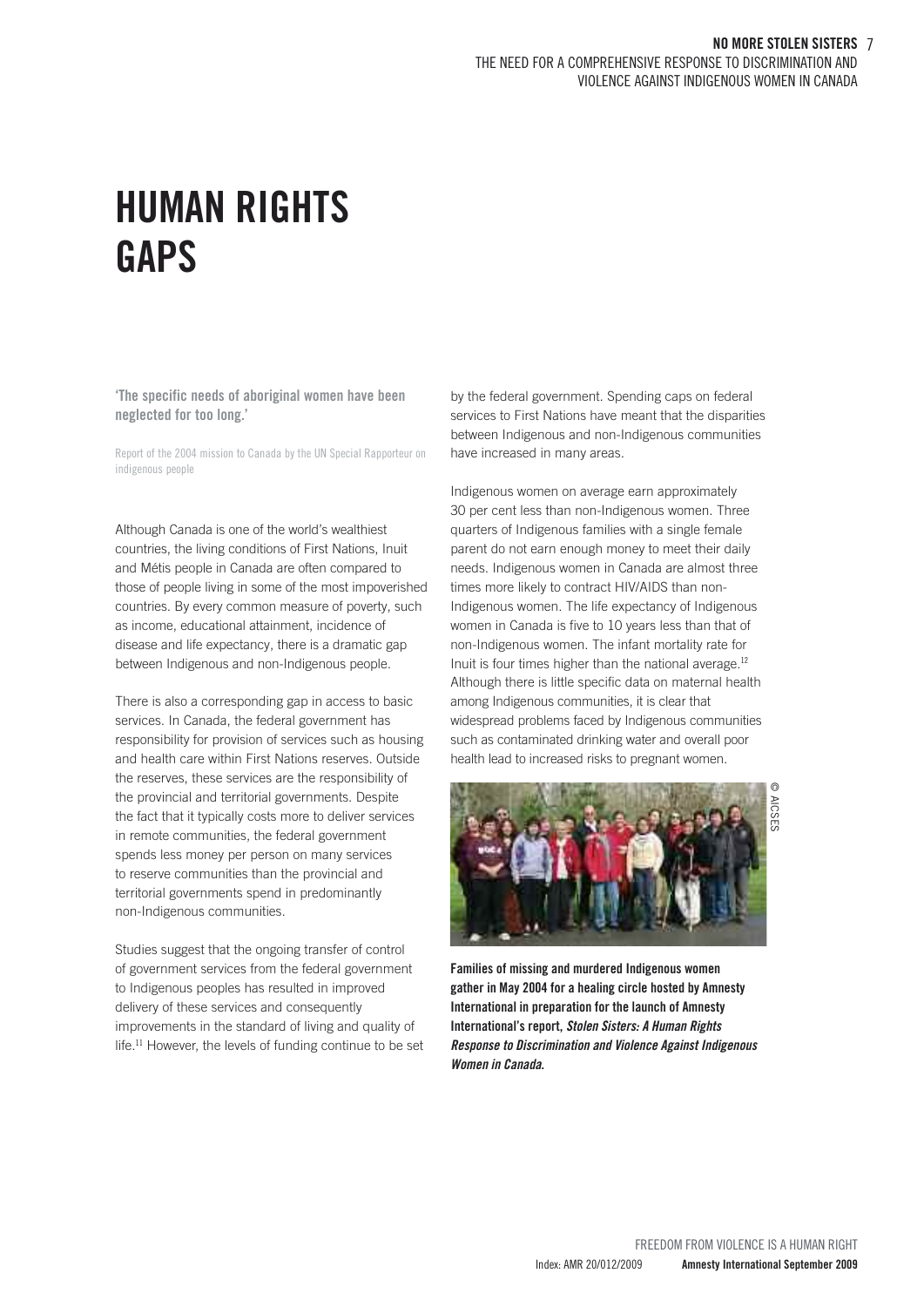# HUMAN RIGHTS GAPS

**'The specific needs of aboriginal women have been neglected for too long.'**

Report of the 2004 mission to Canada by the UN Special Rapporteur on indigenous people

Although Canada is one of the world's wealthiest countries, the living conditions of First Nations, Inuit and Métis people in Canada are often compared to those of people living in some of the most impoverished countries. By every common measure of poverty, such as income, educational attainment, incidence of disease and life expectancy, there is a dramatic gap between Indigenous and non-Indigenous people.

There is also a corresponding gap in access to basic services. In Canada, the federal government has responsibility for provision of services such as housing and health care within First Nations reserves. Outside the reserves, these services are the responsibility of the provincial and territorial governments. Despite the fact that it typically costs more to deliver services in remote communities, the federal government spends less money per person on many services to reserve communities than the provincial and territorial governments spend in predominantly non-Indigenous communities.

Studies suggest that the ongoing transfer of control of government services from the federal government to Indigenous peoples has resulted in improved delivery of these services and consequently improvements in the standard of living and quality of life.[11] However, the levels of funding continue to be set by the federal government. Spending caps on federal services to First Nations have meant that the disparities between Indigenous and non-Indigenous communities have increased in many areas.

Indigenous women on average earn approximately 30 per cent less than non-Indigenous women. Three quarters of Indigenous families with a single female parent do not earn enough money to meet their daily needs. Indigenous women in Canada are almost three times more likely to contract HIV/AIDS than non-Indigenous women. The life expectancy of Indigenous women in Canada is five to 10 years less than that of non-Indigenous women. The infant mortality rate for Inuit is four times higher than the national average.[12] Although there is little specific data on maternal health among Indigenous communities, it is clear that widespread problems faced by Indigenous communities such as contaminated drinking water and overall poor health lead to increased risks to pregnant women.

© AICSES

**Families of missing and murdered Indigenous women gather in May 2004 for a healing circle hosted by Amnesty International in preparation for the launch of Amnesty International's report, *Stolen Sisters: A Human Rights Response to Discrimination and Violence Against Indigenous Women in Canada*.**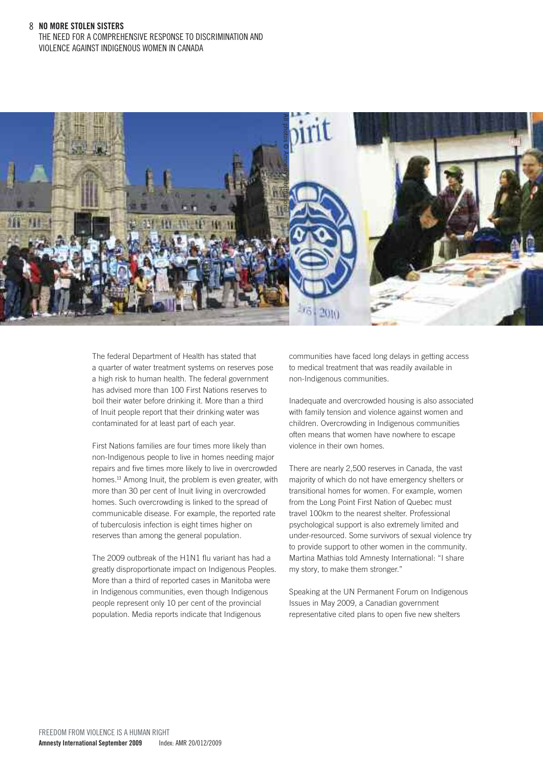The federal Department of Health has stated that a quarter of water treatment systems on reserves pose a high risk to human health. The federal government has advised more than 100 First Nations reserves to boil their water before drinking it. More than a third of Inuit people report that their drinking water was contaminated for at least part of each year.

First Nations families are four times more likely than non-Indigenous people to live in homes needing major repairs and five times more likely to live in overcrowded homes.[13] Among Inuit, the problem is even greater, with more than 30 per cent of Inuit living in overcrowded homes. Such overcrowding is linked to the spread of communicable disease. For example, the reported rate of tuberculosis infection is eight times higher on reserves than among the general population.

The 2009 outbreak of the H1N1 flu variant has had a greatly disproportionate impact on Indigenous Peoples. More than a third of reported cases in Manitoba were in Indigenous communities, even though Indigenous people represent only 10 per cent of the provincial population. Media reports indicate that Indigenous communities have faced long delays in getting access to medical treatment that was readily available in non-Indigenous communities.

Inadequate and overcrowded housing is also associated with family tension and violence against women and children. Overcrowding in Indigenous communities often means that women have nowhere to escape violence in their own homes.

There are nearly 2,500 reserves in Canada, the vast majority of which do not have emergency shelters or transitional homes for women. For example, women from the Long Point First Nation of Quebec must travel 100km to the nearest shelter. Professional psychological support is also extremely limited and under-resourced. Some survivors of sexual violence try to provide support to other women in the community. Martina Mathias told Amnesty International: "I share my story, to make them stronger."

Speaking at the UN Permanent Forum on Indigenous Issues in May 2009, a Canadian government representative cited plans to open five new shelters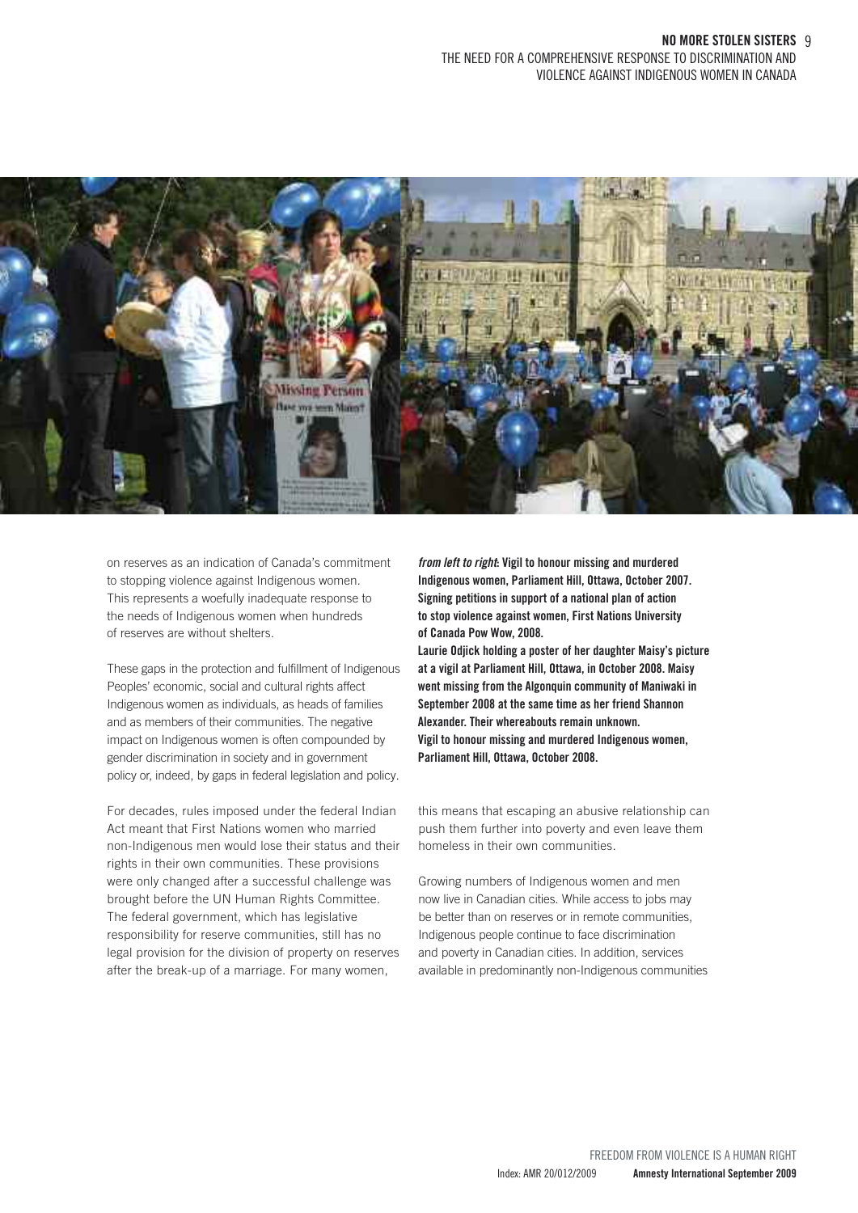on reserves as an indication of Canada's commitment to stopping violence against Indigenous women. This represents a woefully inadequate response to the needs of Indigenous women when hundreds of reserves are without shelters.

These gaps in the protection and fulfillment of Indigenous Peoples' economic, social and cultural rights affect Indigenous women as individuals, as heads of families and as members of their communities. The negative impact on Indigenous women is often compounded by gender discrimination in society and in government policy or, indeed, by gaps in federal legislation and policy.

For decades, rules imposed under the federal Indian Act meant that First Nations women who married non-Indigenous men would lose their status and their rights in their own communities. These provisions were only changed after a successful challenge was brought before the UN Human Rights Committee. The federal government, which has legislative responsibility for reserve communities, still has no legal provision for the division of property on reserves after the break-up of a marriage. For many women, this means that escaping an abusive relationship can push them further into poverty and even leave them homeless in their own communities.

Growing numbers of Indigenous women and men now live in Canadian cities. While access to jobs may be better than on reserves or in remote communities, Indigenous people continue to face discrimination and poverty in Canadian cities. In addition, services available in predominantly non-Indigenous communities

***from left to right*: Vigil to honour missing and murdered Indigenous women, Parliament Hill, Ottawa, October 2007. Signing petitions in support of a national plan of action to stop violence against women, First Nations University of Canada Pow Wow, 2008.**
**Laurie Odjick holding a poster of her daughter Maisy's picture at a vigil at Parliament Hill, Ottawa, in October 2008. Maisy went missing from the Algonquin community of Maniwaki in September 2008 at the same time as her friend Shannon Alexander. Their whereabouts remain unknown.**
**Vigil to honour missing and murdered Indigenous women, Parliament Hill, Ottawa, October 2008.**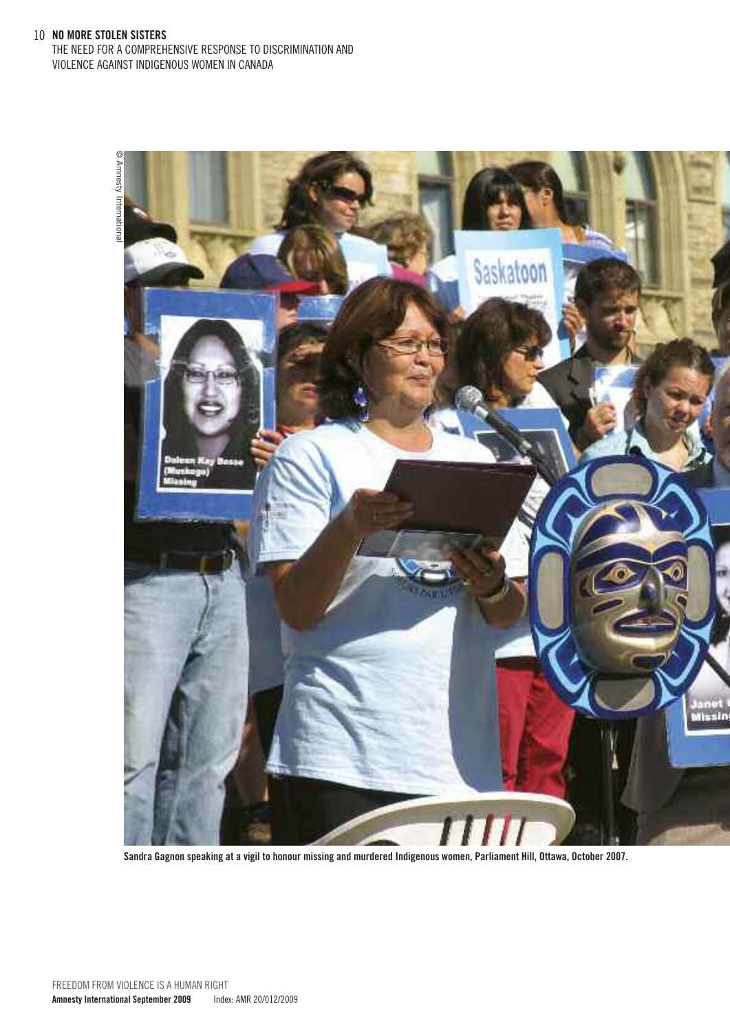Sandra Gagnon speaking at a vigil to honour missing and murdered Indigenous women, Parliament Hill, Ottawa, October 2007.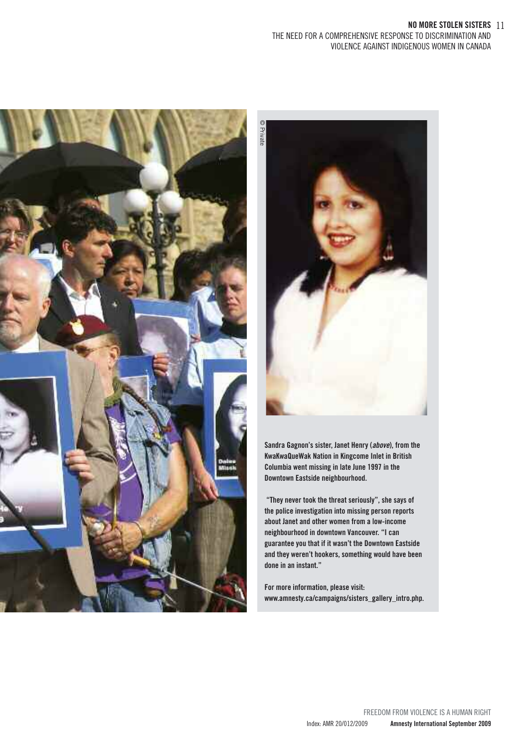Sandra Gagnon's sister, Janet Henry (*above*), from the KwaKwaQueWak Nation in Kingcome Inlet in British Columbia went missing in late June 1997 in the Downtown Eastside neighbourhood.

"They never took the threat seriously", she says of the police investigation into missing person reports about Janet and other women from a low-income neighbourhood in downtown Vancouver. "I can guarantee you that if it wasn't the Downtown Eastside and they weren't hookers, something would have been done in an instant."

For more information, please visit: www.amnesty.ca/campaigns/sisters_gallery_intro.php.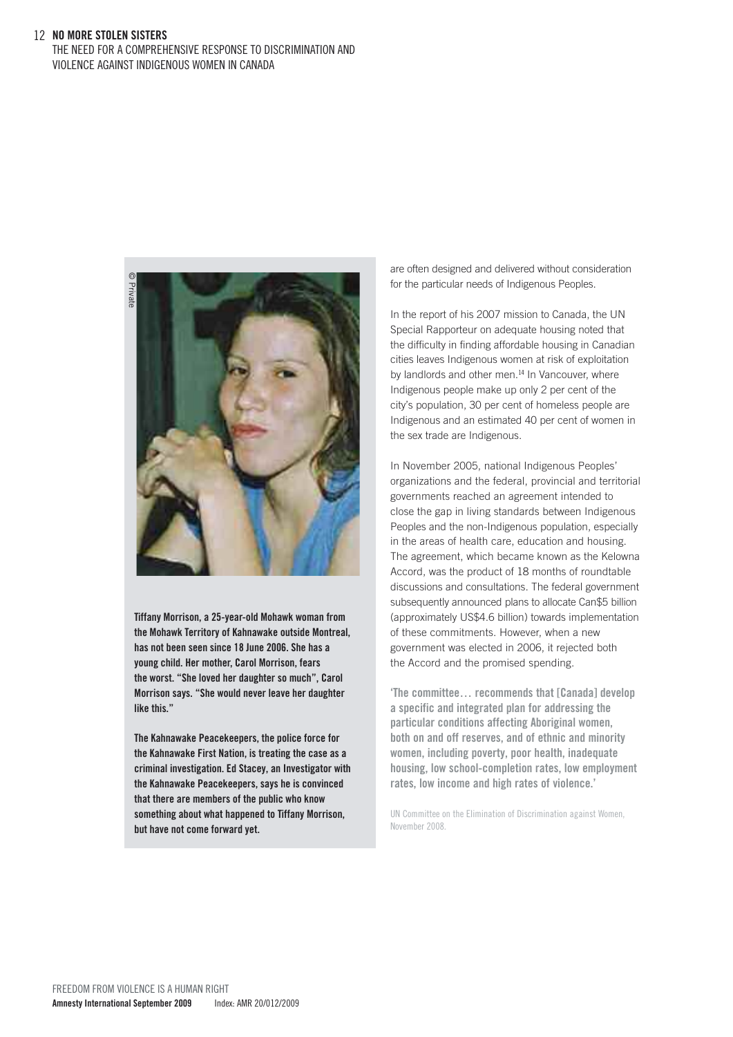**Tiffany Morrison, a 25-year-old Mohawk woman from the Mohawk Territory of Kahnawake outside Montreal, has not been seen since 18 June 2006. She has a young child. Her mother, Carol Morrison, fears the worst. "She loved her daughter so much", Carol Morrison says. "She would never leave her daughter like this."**

**The Kahnawake Peacekeepers, the police force for the Kahnawake First Nation, is treating the case as a criminal investigation. Ed Stacey, an Investigator with the Kahnawake Peacekeepers, says he is convinced that there are members of the public who know something about what happened to Tiffany Morrison, but have not come forward yet.**

are often designed and delivered without consideration for the particular needs of Indigenous Peoples.

In the report of his 2007 mission to Canada, the UN Special Rapporteur on adequate housing noted that the difficulty in finding affordable housing in Canadian cities leaves Indigenous women at risk of exploitation by landlords and other men.[14] In Vancouver, where Indigenous people make up only 2 per cent of the city's population, 30 per cent of homeless people are Indigenous and an estimated 40 per cent of women in the sex trade are Indigenous.

In November 2005, national Indigenous Peoples' organizations and the federal, provincial and territorial governments reached an agreement intended to close the gap in living standards between Indigenous Peoples and the non-Indigenous population, especially in the areas of health care, education and housing. The agreement, which became known as the Kelowna Accord, was the product of 18 months of roundtable discussions and consultations. The federal government subsequently announced plans to allocate Can$5 billion (approximately US$4.6 billion) towards implementation of these commitments. However, when a new government was elected in 2006, it rejected both the Accord and the promised spending.

**'The committee… recommends that [Canada] develop a specific and integrated plan for addressing the particular conditions affecting Aboriginal women, both on and off reserves, and of ethnic and minority women, including poverty, poor health, inadequate housing, low school-completion rates, low employment rates, low income and high rates of violence.'**

UN Committee on the Elimination of Discrimination against Women, November 2008.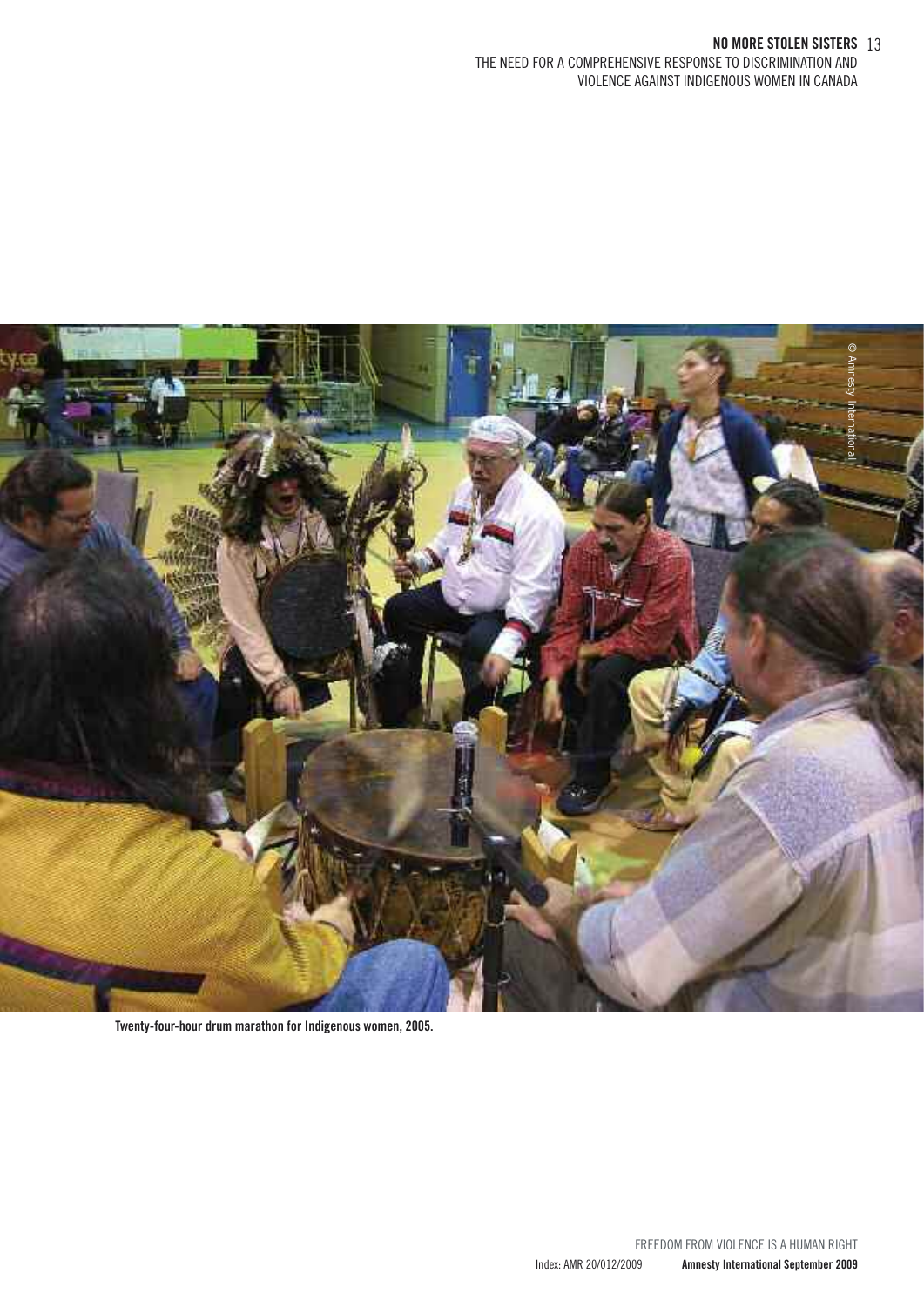Twenty-four-hour drum marathon for Indigenous women, 2005.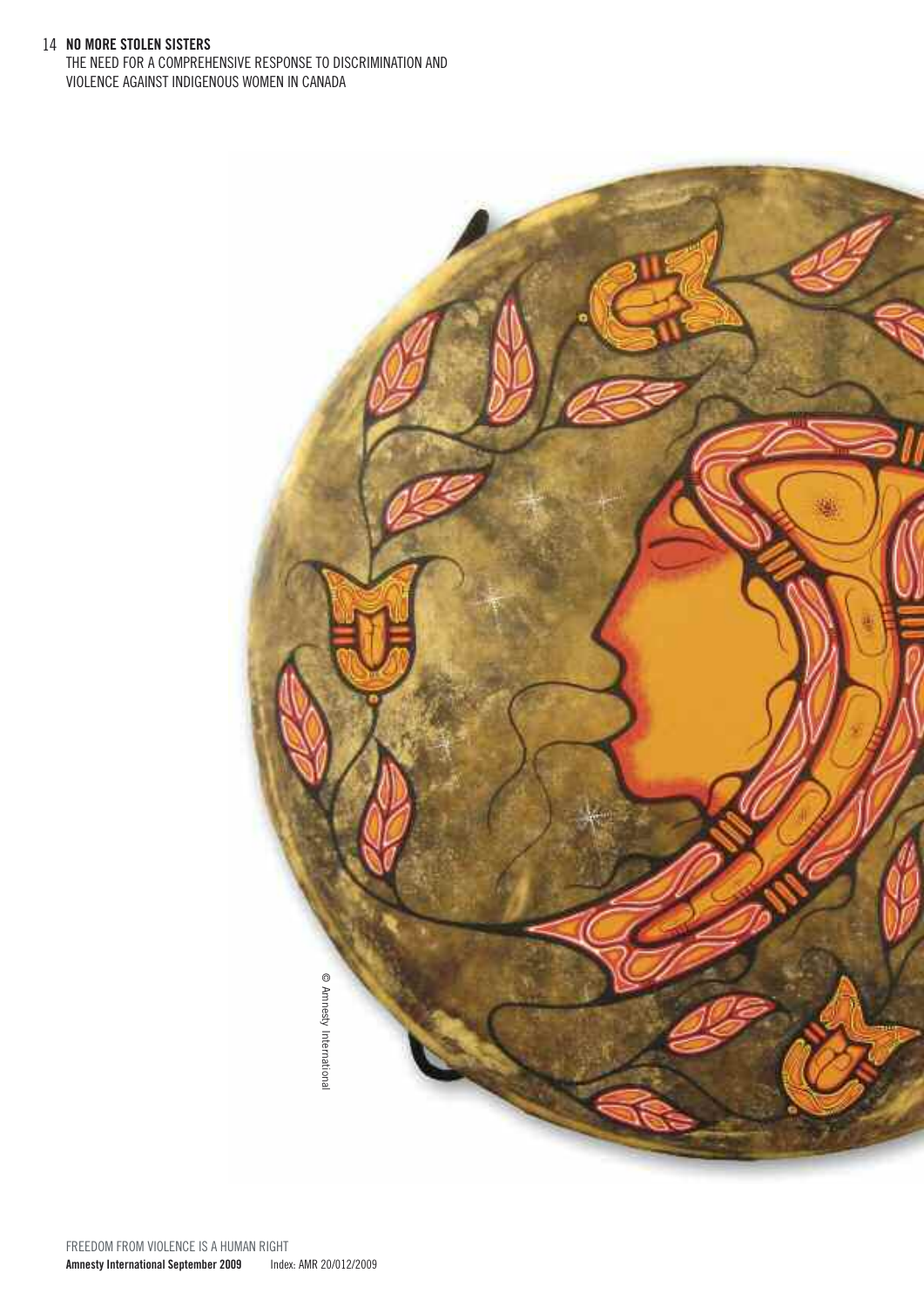© Amnesty International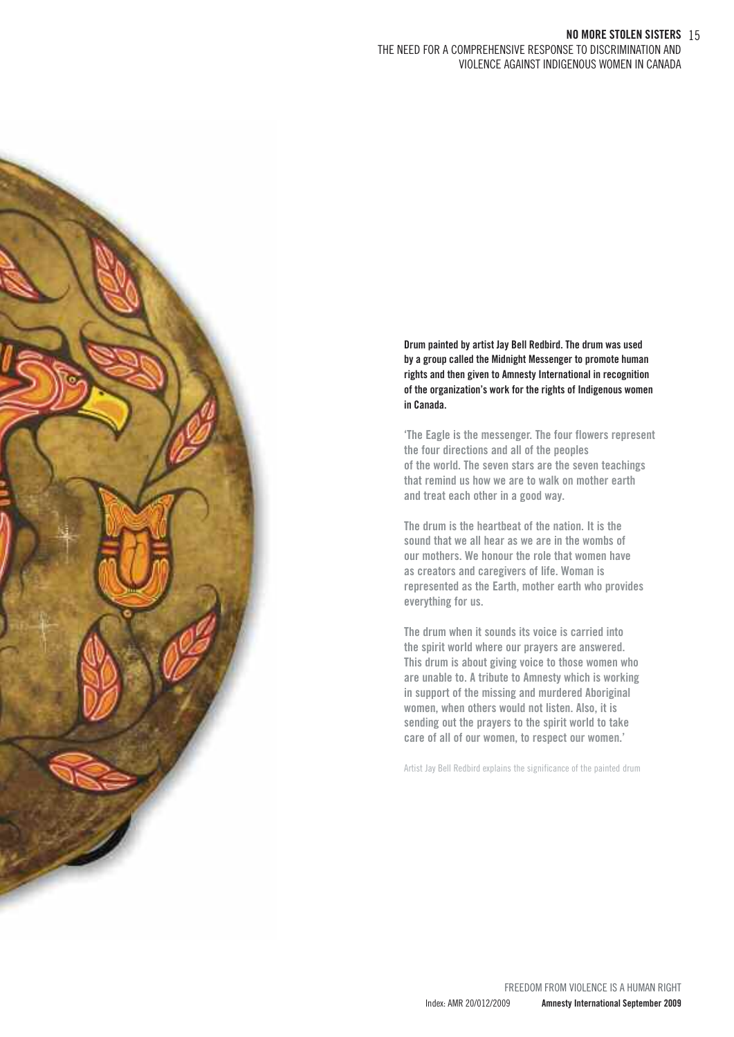**Drum painted by artist Jay Bell Redbird. The drum was used by a group called the Midnight Messenger to promote human rights and then given to Amnesty International in recognition of the organization's work for the rights of Indigenous women in Canada.**

'The Eagle is the messenger. The four flowers represent the four directions and all of the peoples of the world. The seven stars are the seven teachings that remind us how we are to walk on mother earth and treat each other in a good way.

The drum is the heartbeat of the nation. It is the sound that we all hear as we are in the wombs of our mothers. We honour the role that women have as creators and caregivers of life. Woman is represented as the Earth, mother earth who provides everything for us.

The drum when it sounds its voice is carried into the spirit world where our prayers are answered. This drum is about giving voice to those women who are unable to. A tribute to Amnesty which is working in support of the missing and murdered Aboriginal women, when others would not listen. Also, it is sending out the prayers to the spirit world to take care of all of our women, to respect our women.'

Artist Jay Bell Redbird explains the significance of the painted drum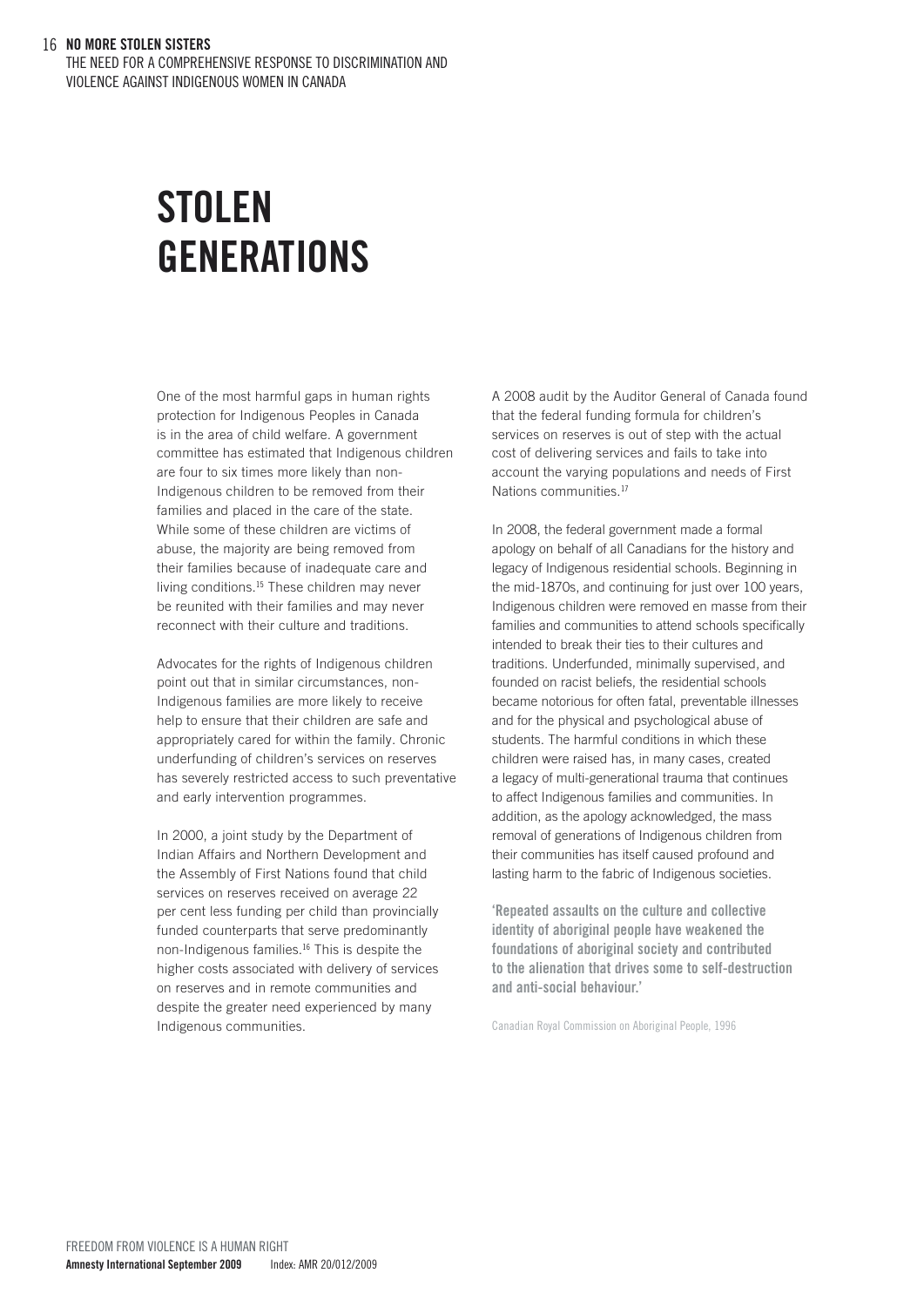# STOLEN GENERATIONS

One of the most harmful gaps in human rights protection for Indigenous Peoples in Canada is in the area of child welfare. A government committee has estimated that Indigenous children are four to six times more likely than non-Indigenous children to be removed from their families and placed in the care of the state. While some of these children are victims of abuse, the majority are being removed from their families because of inadequate care and living conditions.[15] These children may never be reunited with their families and may never reconnect with their culture and traditions.

Advocates for the rights of Indigenous children point out that in similar circumstances, non-Indigenous families are more likely to receive help to ensure that their children are safe and appropriately cared for within the family. Chronic underfunding of children's services on reserves has severely restricted access to such preventative and early intervention programmes.

In 2000, a joint study by the Department of Indian Affairs and Northern Development and the Assembly of First Nations found that child services on reserves received on average 22 per cent less funding per child than provincially funded counterparts that serve predominantly non-Indigenous families.[16] This is despite the higher costs associated with delivery of services on reserves and in remote communities and despite the greater need experienced by many Indigenous communities.

A 2008 audit by the Auditor General of Canada found that the federal funding formula for children's services on reserves is out of step with the actual cost of delivering services and fails to take into account the varying populations and needs of First Nations communities.[17]

In 2008, the federal government made a formal apology on behalf of all Canadians for the history and legacy of Indigenous residential schools. Beginning in the mid-1870s, and continuing for just over 100 years, Indigenous children were removed en masse from their families and communities to attend schools specifically intended to break their ties to their cultures and traditions. Underfunded, minimally supervised, and founded on racist beliefs, the residential schools became notorious for often fatal, preventable illnesses and for the physical and psychological abuse of students. The harmful conditions in which these children were raised has, in many cases, created a legacy of multi-generational trauma that continues to affect Indigenous families and communities. In addition, as the apology acknowledged, the mass removal of generations of Indigenous children from their communities has itself caused profound and lasting harm to the fabric of Indigenous societies.

**'Repeated assaults on the culture and collective identity of aboriginal people have weakened the foundations of aboriginal society and contributed to the alienation that drives some to self-destruction and anti-social behaviour.'**

Canadian Royal Commission on Aboriginal People, 1996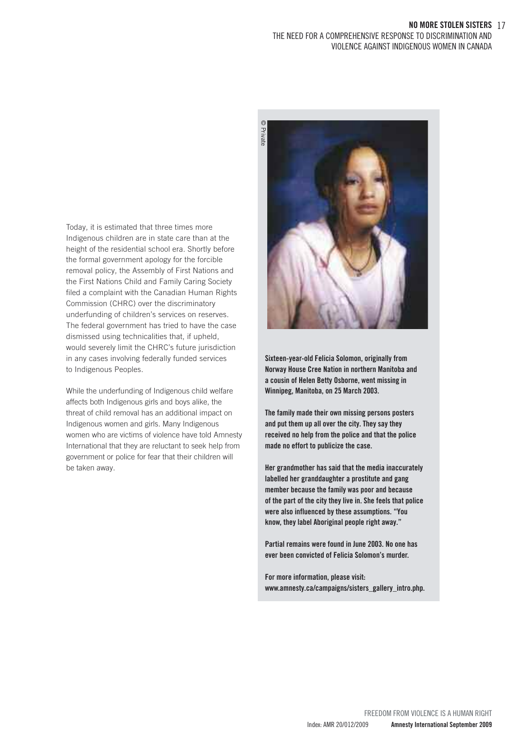Today, it is estimated that three times more Indigenous children are in state care than at the height of the residential school era. Shortly before the formal government apology for the forcible removal policy, the Assembly of First Nations and the First Nations Child and Family Caring Society filed a complaint with the Canadian Human Rights Commission (CHRC) over the discriminatory underfunding of children's services on reserves. The federal government has tried to have the case dismissed using technicalities that, if upheld, would severely limit the CHRC's future jurisdiction in any cases involving federally funded services to Indigenous Peoples.

While the underfunding of Indigenous child welfare affects both Indigenous girls and boys alike, the threat of child removal has an additional impact on Indigenous women and girls. Many Indigenous women who are victims of violence have told Amnesty International that they are reluctant to seek help from government or police for fear that their children will be taken away.

© Private

**Sixteen-year-old Felicia Solomon, originally from Norway House Cree Nation in northern Manitoba and a cousin of Helen Betty Osborne, went missing in Winnipeg, Manitoba, on 25 March 2003.**

**The family made their own missing persons posters and put them up all over the city. They say they received no help from the police and that the police made no effort to publicize the case.**

**Her grandmother has said that the media inaccurately labelled her granddaughter a prostitute and gang member because the family was poor and because of the part of the city they live in. She feels that police were also influenced by these assumptions. "You know, they label Aboriginal people right away."**

**Partial remains were found in June 2003. No one has ever been convicted of Felicia Solomon's murder.**

**For more information, please visit: www.amnesty.ca/campaigns/sisters_gallery_intro.php.**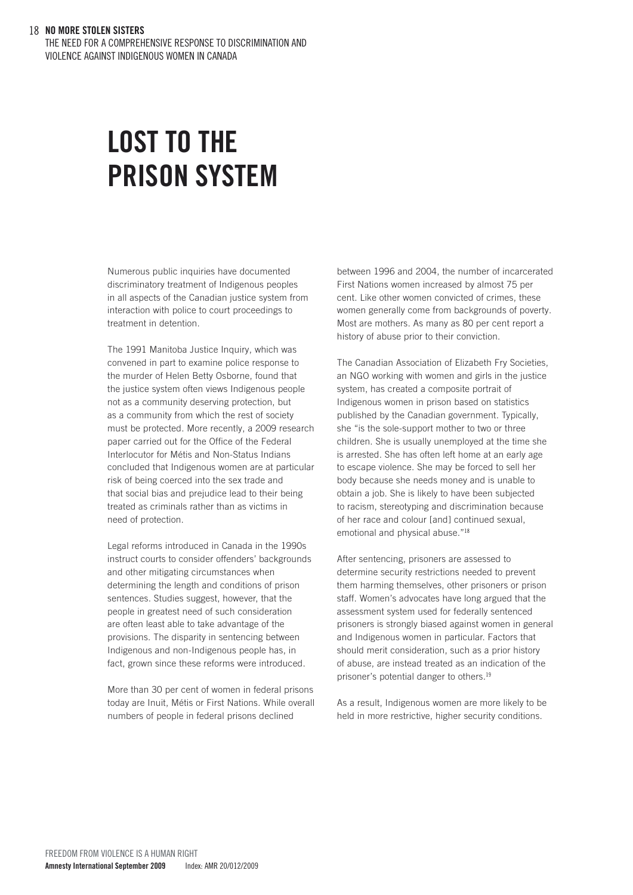# LOST TO THE PRISON SYSTEM

Numerous public inquiries have documented discriminatory treatment of Indigenous peoples in all aspects of the Canadian justice system from interaction with police to court proceedings to treatment in detention.

The 1991 Manitoba Justice Inquiry, which was convened in part to examine police response to the murder of Helen Betty Osborne, found that the justice system often views Indigenous people not as a community deserving protection, but as a community from which the rest of society must be protected. More recently, a 2009 research paper carried out for the Office of the Federal Interlocutor for Métis and Non-Status Indians concluded that Indigenous women are at particular risk of being coerced into the sex trade and that social bias and prejudice lead to their being treated as criminals rather than as victims in need of protection.

Legal reforms introduced in Canada in the 1990s instruct courts to consider offenders' backgrounds and other mitigating circumstances when determining the length and conditions of prison sentences. Studies suggest, however, that the people in greatest need of such consideration are often least able to take advantage of the provisions. The disparity in sentencing between Indigenous and non-Indigenous people has, in fact, grown since these reforms were introduced.

More than 30 per cent of women in federal prisons today are Inuit, Métis or First Nations. While overall numbers of people in federal prisons declined between 1996 and 2004, the number of incarcerated First Nations women increased by almost 75 per cent. Like other women convicted of crimes, these women generally come from backgrounds of poverty. Most are mothers. As many as 80 per cent report a history of abuse prior to their conviction.

The Canadian Association of Elizabeth Fry Societies, an NGO working with women and girls in the justice system, has created a composite portrait of Indigenous women in prison based on statistics published by the Canadian government. Typically, she "is the sole-support mother to two or three children. She is usually unemployed at the time she is arrested. She has often left home at an early age to escape violence. She may be forced to sell her body because she needs money and is unable to obtain a job. She is likely to have been subjected to racism, stereotyping and discrimination because of her race and colour [and] continued sexual, emotional and physical abuse."[18]

After sentencing, prisoners are assessed to determine security restrictions needed to prevent them harming themselves, other prisoners or prison staff. Women's advocates have long argued that the assessment system used for federally sentenced prisoners is strongly biased against women in general and Indigenous women in particular. Factors that should merit consideration, such as a prior history of abuse, are instead treated as an indication of the prisoner's potential danger to others.[19]

As a result, Indigenous women are more likely to be held in more restrictive, higher security conditions.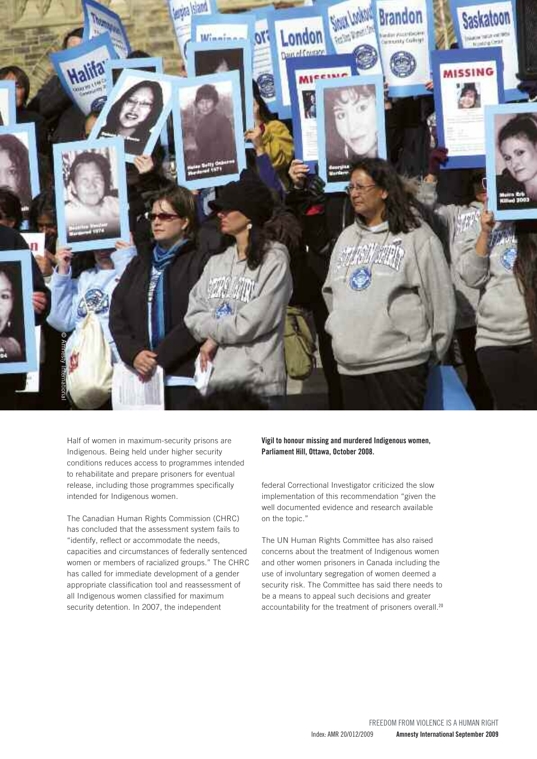Half of women in maximum-security prisons are Indigenous. Being held under higher security conditions reduces access to programmes intended to rehabilitate and prepare prisoners for eventual release, including those programmes specifically intended for Indigenous women.

The Canadian Human Rights Commission (CHRC) has concluded that the assessment system fails to "identify, reflect or accommodate the needs, capacities and circumstances of federally sentenced women or members of racialized groups." The CHRC has called for immediate development of a gender appropriate classification tool and reassessment of all Indigenous women classified for maximum security detention. In 2007, the independent federal Correctional Investigator criticized the slow implementation of this recommendation "given the well documented evidence and research available on the topic."

The UN Human Rights Committee has also raised concerns about the treatment of Indigenous women and other women prisoners in Canada including the use of involuntary segregation of women deemed a security risk. The Committee has said there needs to be a means to appeal such decisions and greater accountability for the treatment of prisoners overall.[20]

**Vigil to honour missing and murdered Indigenous women, Parliament Hill, Ottawa, October 2008.**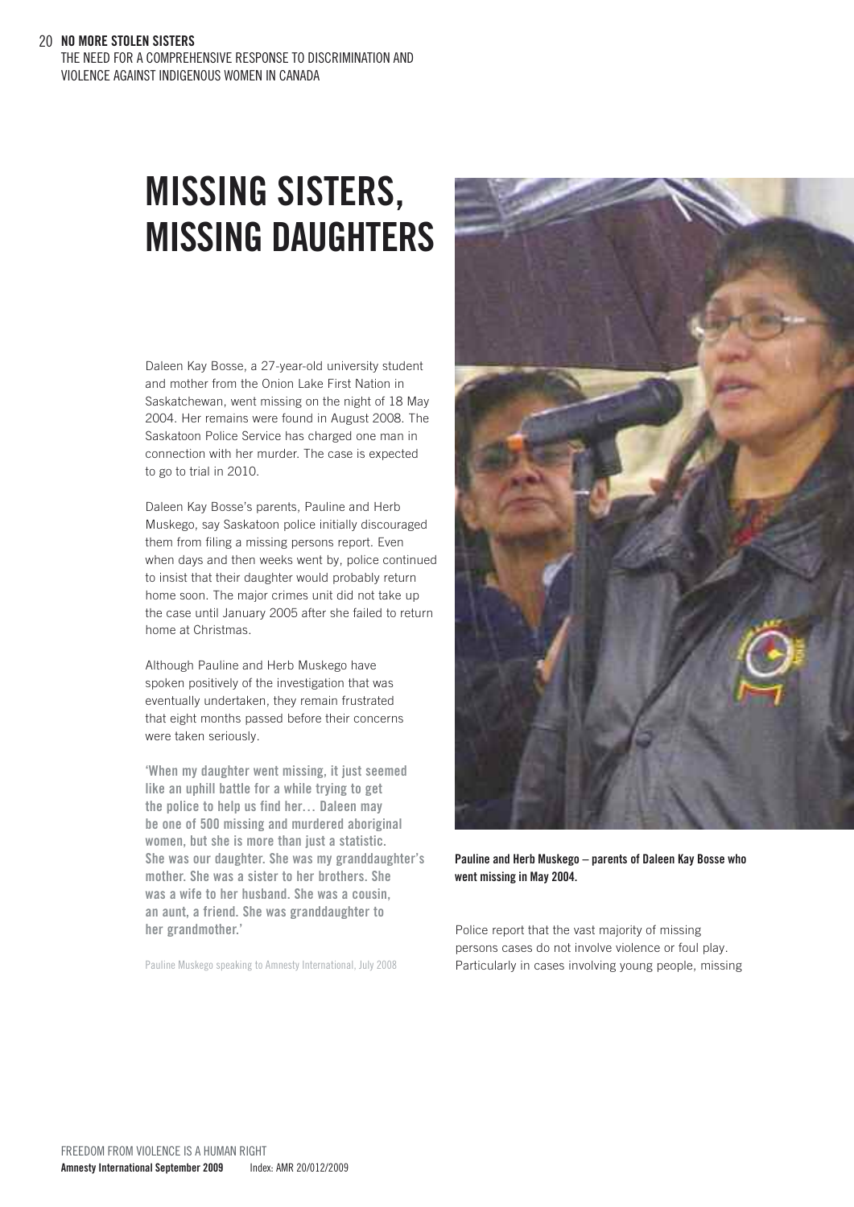# MISSING SISTERS, MISSING DAUGHTERS

Daleen Kay Bosse, a 27-year-old university student and mother from the Onion Lake First Nation in Saskatchewan, went missing on the night of 18 May 2004. Her remains were found in August 2008. The Saskatoon Police Service has charged one man in connection with her murder. The case is expected to go to trial in 2010.

Daleen Kay Bosse's parents, Pauline and Herb Muskego, say Saskatoon police initially discouraged them from filing a missing persons report. Even when days and then weeks went by, police continued to insist that their daughter would probably return home soon. The major crimes unit did not take up the case until January 2005 after she failed to return home at Christmas.

Although Pauline and Herb Muskego have spoken positively of the investigation that was eventually undertaken, they remain frustrated that eight months passed before their concerns were taken seriously.

**'When my daughter went missing, it just seemed like an uphill battle for a while trying to get the police to help us find her… Daleen may be one of 500 missing and murdered aboriginal women, but she is more than just a statistic. She was our daughter. She was my granddaughter's mother. She was a sister to her brothers. She was a wife to her husband. She was a cousin, an aunt, a friend. She was granddaughter to her grandmother.'**

Pauline Muskego speaking to Amnesty International, July 2008

**Pauline and Herb Muskego – parents of Daleen Kay Bosse who went missing in May 2004.**

Police report that the vast majority of missing persons cases do not involve violence or foul play. Particularly in cases involving young people, missing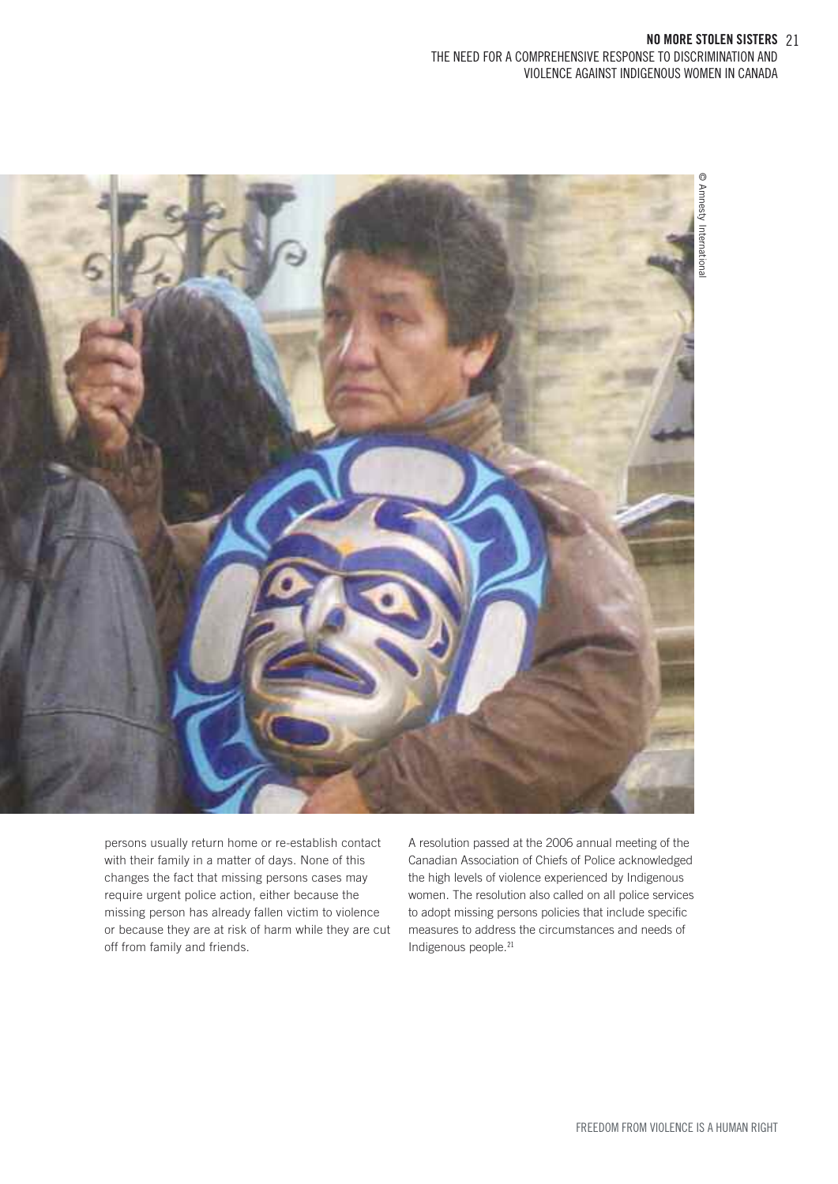persons usually return home or re-establish contact with their family in a matter of days. None of this changes the fact that missing persons cases may require urgent police action, either because the missing person has already fallen victim to violence or because they are at risk of harm while they are cut off from family and friends.

A resolution passed at the 2006 annual meeting of the Canadian Association of Chiefs of Police acknowledged the high levels of violence experienced by Indigenous women. The resolution also called on all police services to adopt missing persons policies that include specific measures to address the circumstances and needs of Indigenous people.[21]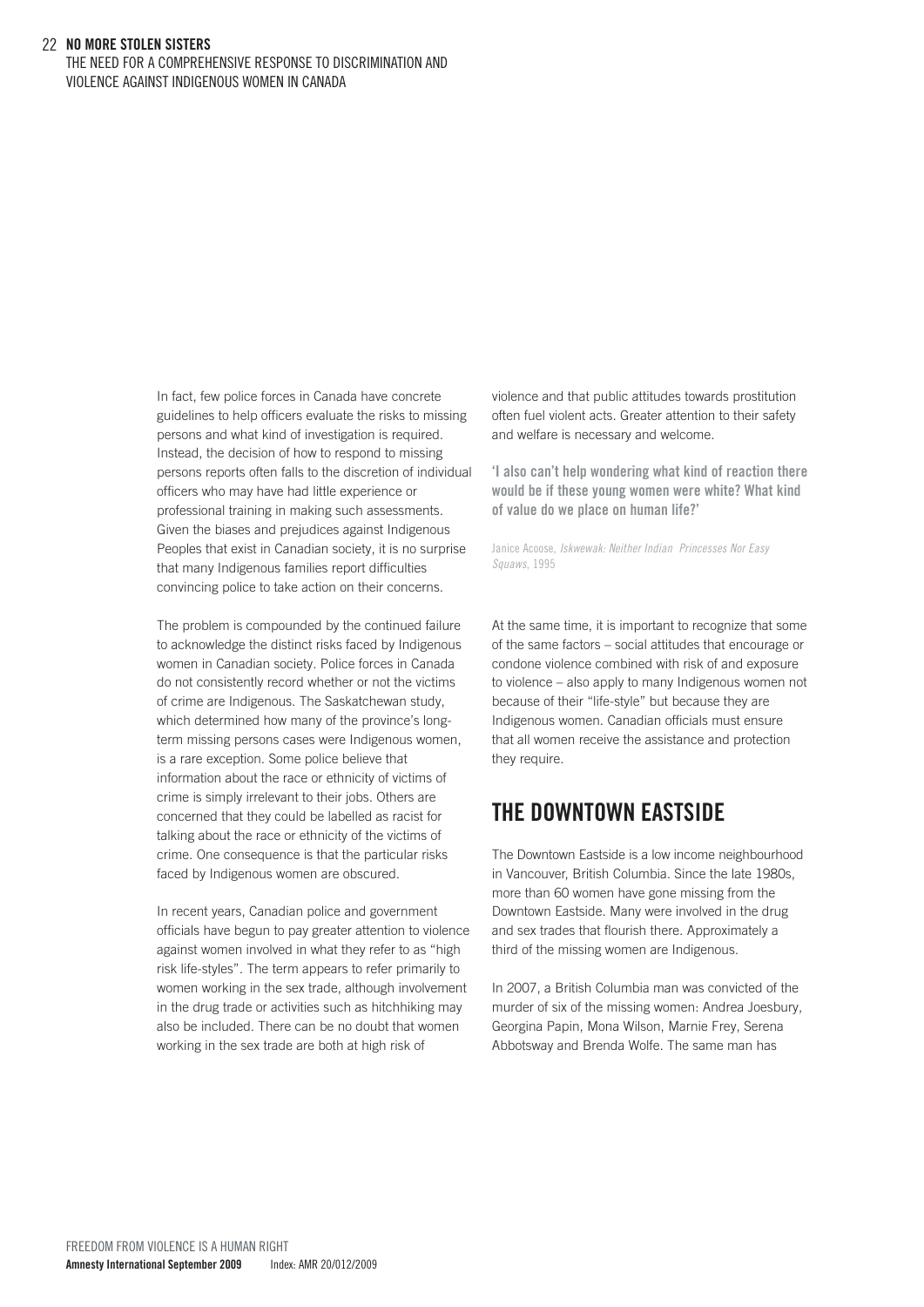In fact, few police forces in Canada have concrete guidelines to help officers evaluate the risks to missing persons and what kind of investigation is required. Instead, the decision of how to respond to missing persons reports often falls to the discretion of individual officers who may have had little experience or professional training in making such assessments. Given the biases and prejudices against Indigenous Peoples that exist in Canadian society, it is no surprise that many Indigenous families report difficulties convincing police to take action on their concerns.

The problem is compounded by the continued failure to acknowledge the distinct risks faced by Indigenous women in Canadian society. Police forces in Canada do not consistently record whether or not the victims of crime are Indigenous. The Saskatchewan study, which determined how many of the province's long-term missing persons cases were Indigenous women, is a rare exception. Some police believe that information about the race or ethnicity of victims of crime is simply irrelevant to their jobs. Others are concerned that they could be labelled as racist for talking about the race or ethnicity of the victims of crime. One consequence is that the particular risks faced by Indigenous women are obscured.

In recent years, Canadian police and government officials have begun to pay greater attention to violence against women involved in what they refer to as "high risk life-styles". The term appears to refer primarily to women working in the sex trade, although involvement in the drug trade or activities such as hitchhiking may also be included. There can be no doubt that women working in the sex trade are both at high risk of violence and that public attitudes towards prostitution often fuel violent acts. Greater attention to their safety and welfare is necessary and welcome.

**'I also can't help wondering what kind of reaction there would be if these young women were white? What kind of value do we place on human life?'**

Janice Acoose, *Iskwewak: Neither Indian Princesses Nor Easy Squaws*, 1995

At the same time, it is important to recognize that some of the same factors – social attitudes that encourage or condone violence combined with risk of and exposure to violence – also apply to many Indigenous women not because of their "life-style" but because they are Indigenous women. Canadian officials must ensure that all women receive the assistance and protection they require.

## THE DOWNTOWN EASTSIDE

The Downtown Eastside is a low income neighbourhood in Vancouver, British Columbia. Since the late 1980s, more than 60 women have gone missing from the Downtown Eastside. Many were involved in the drug and sex trades that flourish there. Approximately a third of the missing women are Indigenous.

In 2007, a British Columbia man was convicted of the murder of six of the missing women: Andrea Joesbury, Georgina Papin, Mona Wilson, Marnie Frey, Serena Abbotsway and Brenda Wolfe. The same man has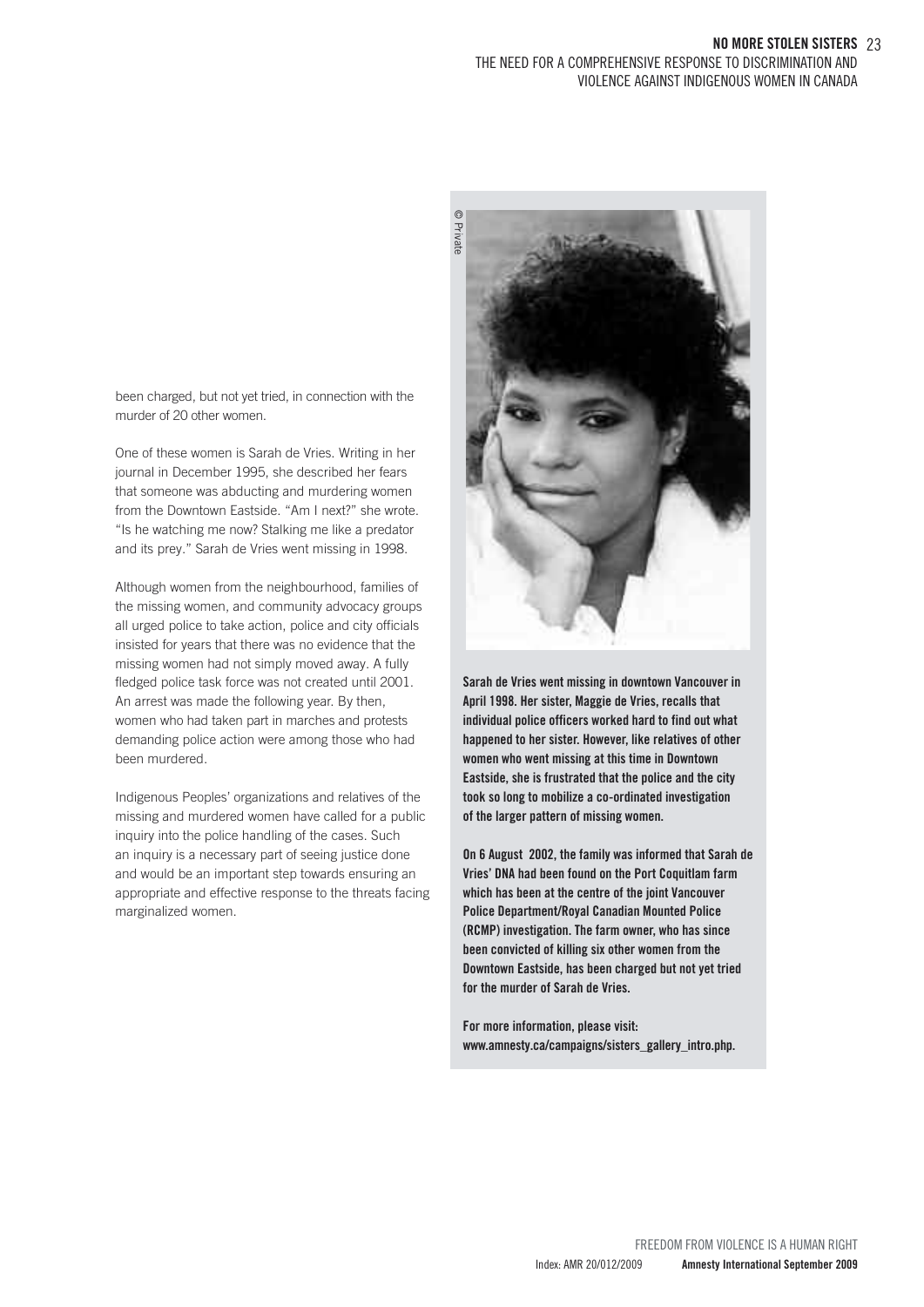been charged, but not yet tried, in connection with the murder of 20 other women.

One of these women is Sarah de Vries. Writing in her journal in December 1995, she described her fears that someone was abducting and murdering women from the Downtown Eastside. "Am I next?" she wrote. "Is he watching me now? Stalking me like a predator and its prey." Sarah de Vries went missing in 1998.

Although women from the neighbourhood, families of the missing women, and community advocacy groups all urged police to take action, police and city officials insisted for years that there was no evidence that the missing women had not simply moved away. A fully fledged police task force was not created until 2001. An arrest was made the following year. By then, women who had taken part in marches and protests demanding police action were among those who had been murdered.

Indigenous Peoples' organizations and relatives of the missing and murdered women have called for a public inquiry into the police handling of the cases. Such an inquiry is a necessary part of seeing justice done and would be an important step towards ensuring an appropriate and effective response to the threats facing marginalized women.

© Private

**Sarah de Vries went missing in downtown Vancouver in April 1998. Her sister, Maggie de Vries, recalls that individual police officers worked hard to find out what happened to her sister. However, like relatives of other women who went missing at this time in Downtown Eastside, she is frustrated that the police and the city took so long to mobilize a co-ordinated investigation of the larger pattern of missing women.**

**On 6 August 2002, the family was informed that Sarah de Vries' DNA had been found on the Port Coquitlam farm which has been at the centre of the joint Vancouver Police Department/Royal Canadian Mounted Police (RCMP) investigation. The farm owner, who has since been convicted of killing six other women from the Downtown Eastside, has been charged but not yet tried for the murder of Sarah de Vries.**

**For more information, please visit: www.amnesty.ca/campaigns/sisters_gallery_intro.php.**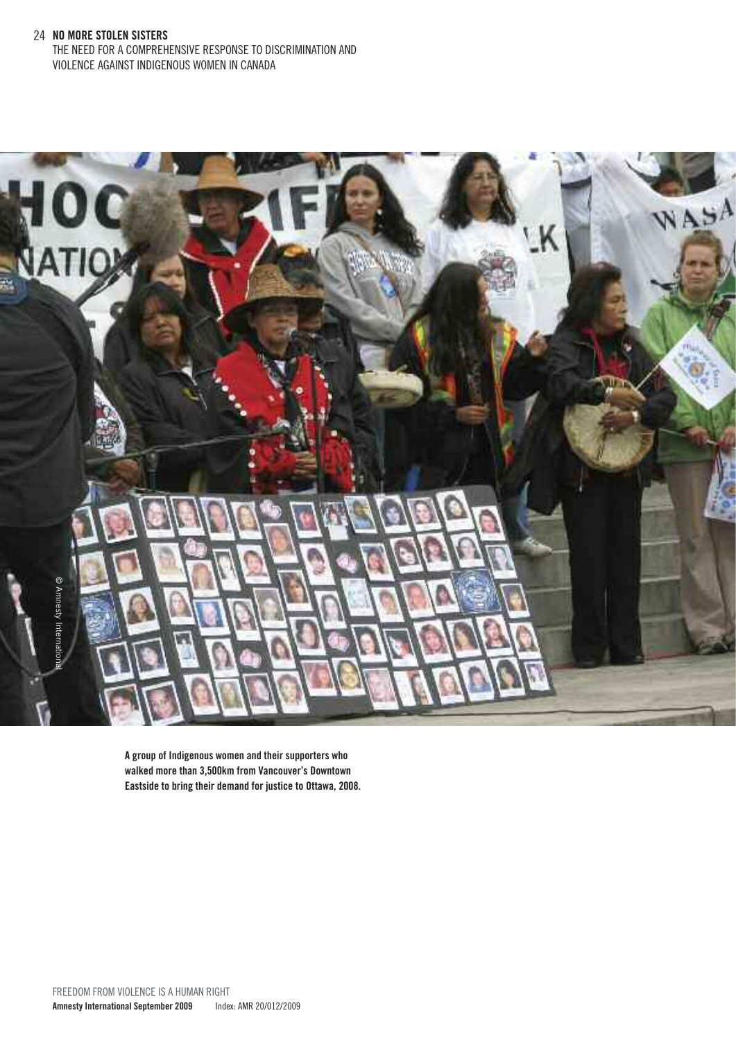A group of Indigenous women and their supporters who walked more than 3,500km from Vancouver's Downtown Eastside to bring their demand for justice to Ottawa, 2008.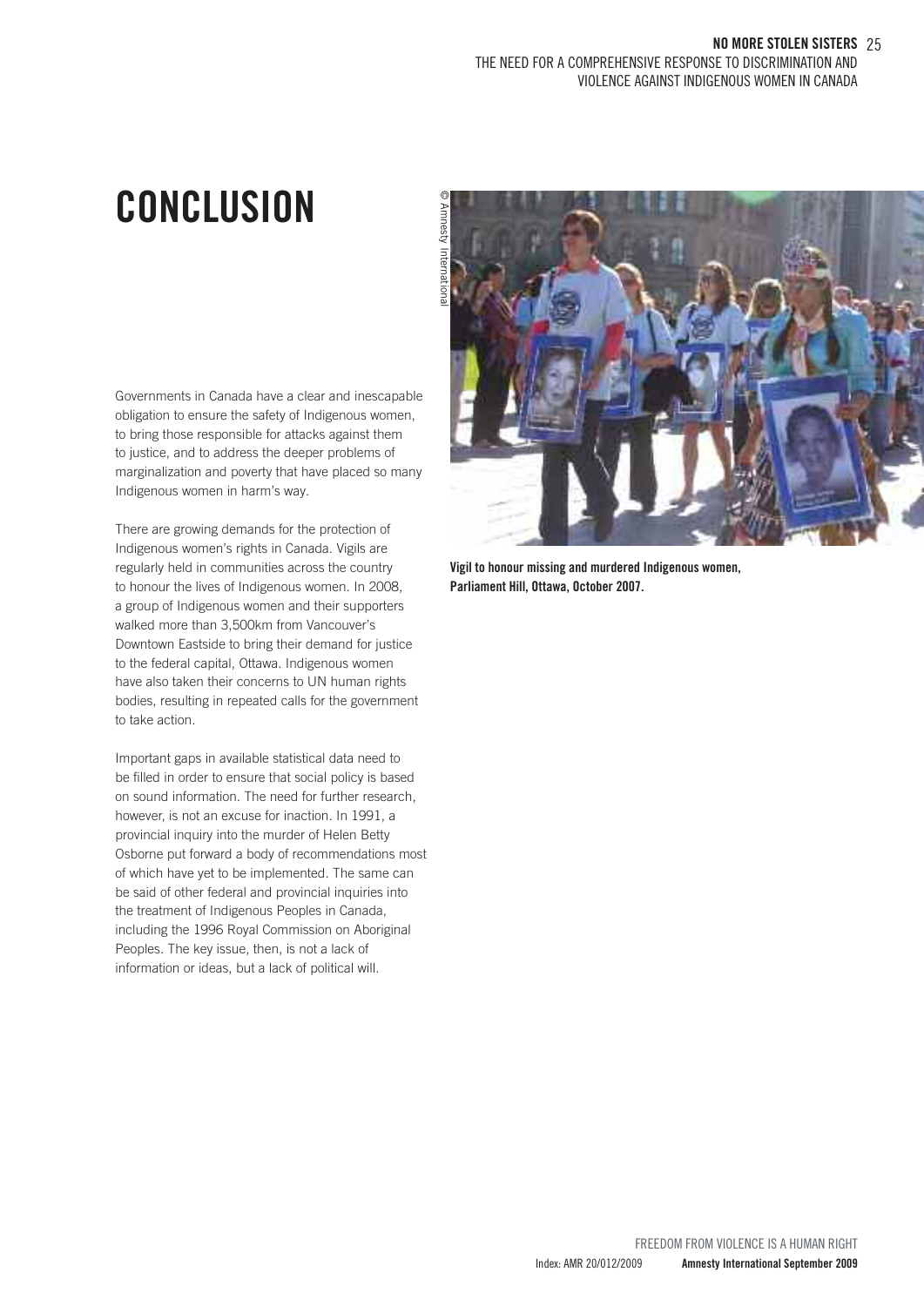# CONCLUSION

Governments in Canada have a clear and inescapable obligation to ensure the safety of Indigenous women, to bring those responsible for attacks against them to justice, and to address the deeper problems of marginalization and poverty that have placed so many Indigenous women in harm's way.

There are growing demands for the protection of Indigenous women's rights in Canada. Vigils are regularly held in communities across the country to honour the lives of Indigenous women. In 2008, a group of Indigenous women and their supporters walked more than 3,500km from Vancouver's Downtown Eastside to bring their demand for justice to the federal capital, Ottawa. Indigenous women have also taken their concerns to UN human rights bodies, resulting in repeated calls for the government to take action.

Important gaps in available statistical data need to be filled in order to ensure that social policy is based on sound information. The need for further research, however, is not an excuse for inaction. In 1991, a provincial inquiry into the murder of Helen Betty Osborne put forward a body of recommendations most of which have yet to be implemented. The same can be said of other federal and provincial inquiries into the treatment of Indigenous Peoples in Canada, including the 1996 Royal Commission on Aboriginal Peoples. The key issue, then, is not a lack of information or ideas, but a lack of political will.

© Amnesty International

**Vigil to honour missing and murdered Indigenous women, Parliament Hill, Ottawa, October 2007.**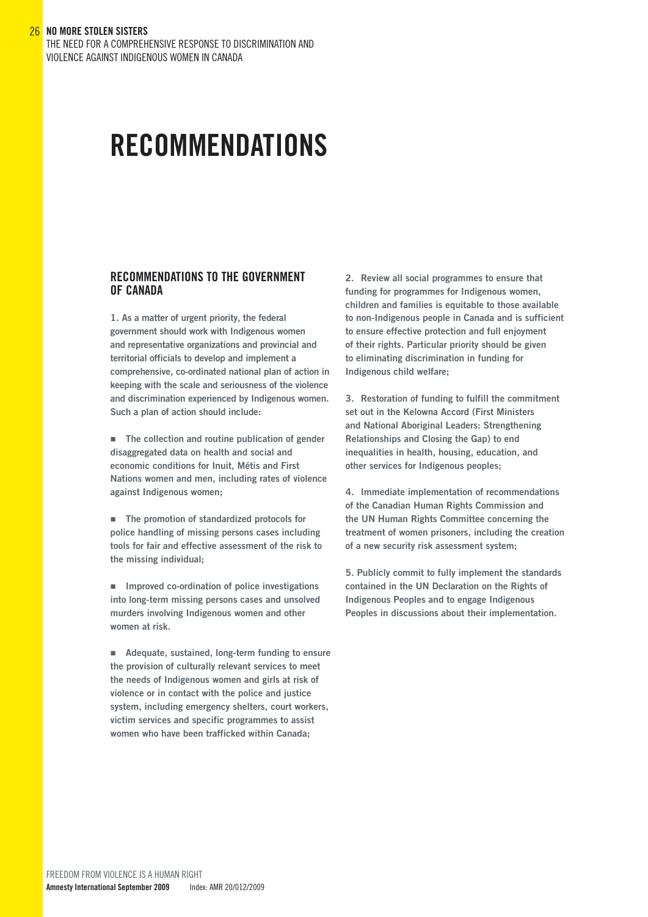# RECOMMENDATIONS

## RECOMMENDATIONS TO THE GOVERNMENT OF CANADA

**1. As a matter of urgent priority, the federal government should work with Indigenous women and representative organizations and provincial and territorial officials to develop and implement a comprehensive, co-ordinated national plan of action in keeping with the scale and seriousness of the violence and discrimination experienced by Indigenous women. Such a plan of action should include:**

- **The collection and routine publication of gender disaggregated data on health and social and economic conditions for Inuit, Métis and First Nations women and men, including rates of violence against Indigenous women;**
- **The promotion of standardized protocols for police handling of missing persons cases including tools for fair and effective assessment of the risk to the missing individual;**
- **Improved co-ordination of police investigations into long-term missing persons cases and unsolved murders involving Indigenous women and other women at risk.**
- **Adequate, sustained, long-term funding to ensure the provision of culturally relevant services to meet the needs of Indigenous women and girls at risk of violence or in contact with the police and justice system, including emergency shelters, court workers, victim services and specific programmes to assist women who have been trafficked within Canada;**

**2. Review all social programmes to ensure that funding for programmes for Indigenous women, children and families is equitable to those available to non-Indigenous people in Canada and is sufficient to ensure effective protection and full enjoyment of their rights. Particular priority should be given to eliminating discrimination in funding for Indigenous child welfare;**

**3. Restoration of funding to fulfill the commitment set out in the Kelowna Accord (First Ministers and National Aboriginal Leaders: Strengthening Relationships and Closing the Gap) to end inequalities in health, housing, education, and other services for Indigenous peoples;**

**4. Immediate implementation of recommendations of the Canadian Human Rights Commission and the UN Human Rights Committee concerning the treatment of women prisoners, including the creation of a new security risk assessment system;**

**5. Publicly commit to fully implement the standards contained in the UN Declaration on the Rights of Indigenous Peoples and to engage Indigenous Peoples in discussions about their implementation.**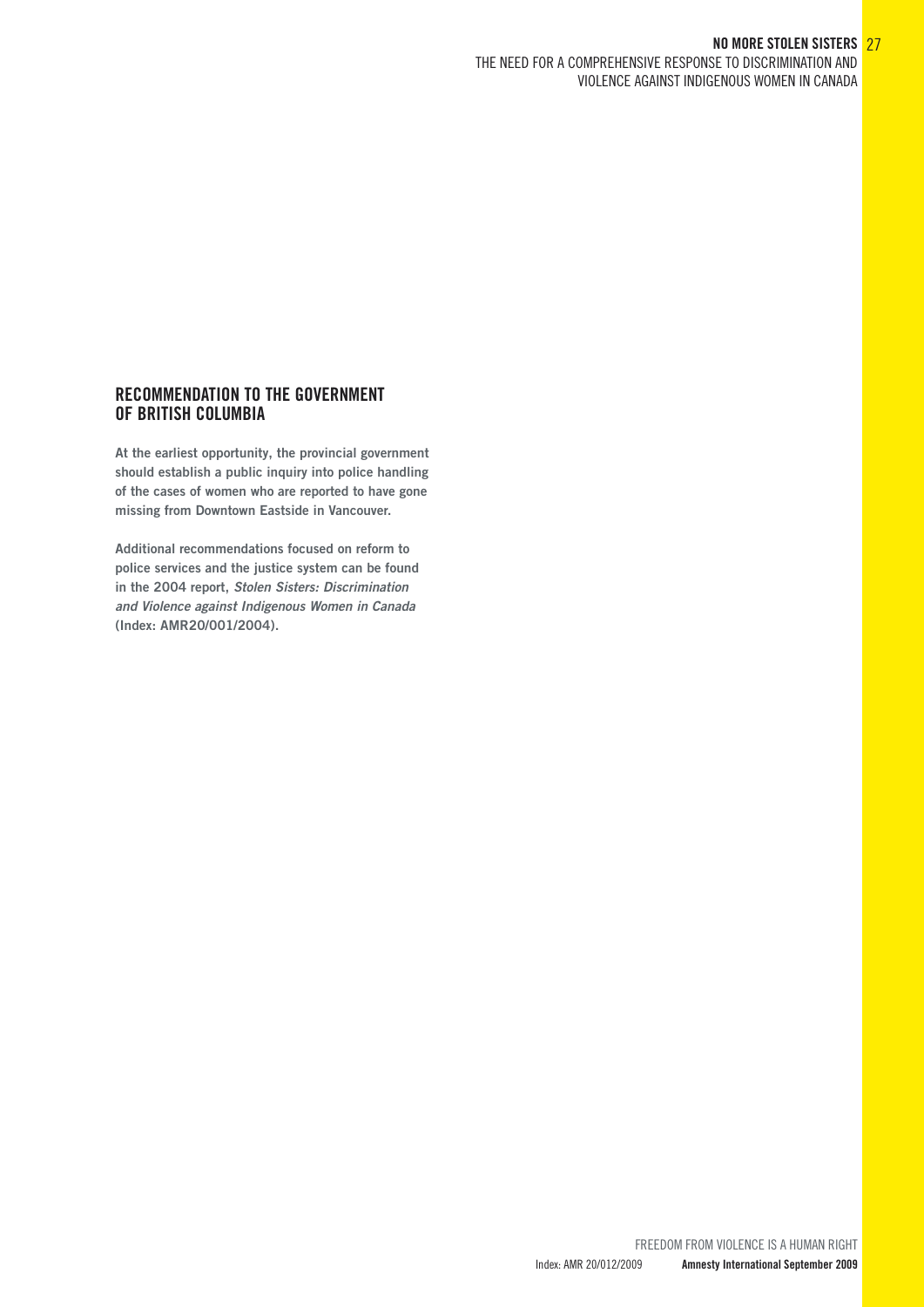## RECOMMENDATION TO THE GOVERNMENT OF BRITISH COLUMBIA

**At the earliest opportunity, the provincial government should establish a public inquiry into police handling of the cases of women who are reported to have gone missing from Downtown Eastside in Vancouver.**

**Additional recommendations focused on reform to police services and the justice system can be found in the 2004 report, *Stolen Sisters: Discrimination and Violence against Indigenous Women in Canada* (Index: AMR20/001/2004).**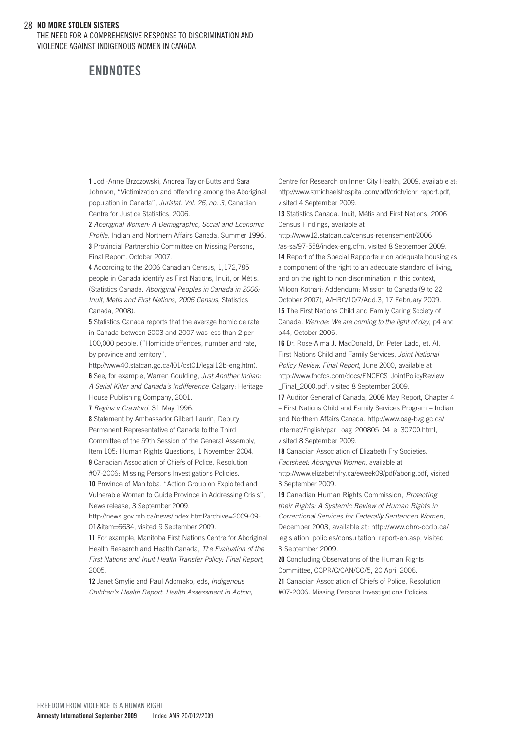## ENDNOTES

**1** Jodi-Anne Brzozowski, Andrea Taylor-Butts and Sara Johnson, "Victimization and offending among the Aboriginal population in Canada", *Juristat. Vol. 26, no. 3*, Canadian Centre for Justice Statistics, 2006.

**2** *Aboriginal Women: A Demographic, Social and Economic Profile*, Indian and Northern Affairs Canada, Summer 1996.

**3** Provincial Partnership Committee on Missing Persons, Final Report, October 2007.

**4** According to the 2006 Canadian Census, 1,172,785 people in Canada identify as First Nations, Inuit, or Métis. (Statistics Canada. *Aboriginal Peoples in Canada in 2006: Inuit, Metis and First Nations, 2006 Census*, Statistics Canada, 2008).

**5** Statistics Canada reports that the average homicide rate in Canada between 2003 and 2007 was less than 2 per 100,000 people. ("Homicide offences, number and rate, by province and territory", http://www40.statcan.gc.ca/l01/cst01/legal12b-eng.htm).

**6** See, for example, Warren Goulding, *Just Another Indian: A Serial Killer and Canada's Indifference*, Calgary: Heritage House Publishing Company, 2001.

**7** *Regina v Crawford*, 31 May 1996.

**8** Statement by Ambassador Gilbert Laurin, Deputy Permanent Representative of Canada to the Third Committee of the 59th Session of the General Assembly, Item 105: Human Rights Questions, 1 November 2004.

**9** Canadian Association of Chiefs of Police, Resolution #07-2006: Missing Persons Investigations Policies.

**10** Province of Manitoba. "Action Group on Exploited and Vulnerable Women to Guide Province in Addressing Crisis", News release, 3 September 2009. http://news.gov.mb.ca/news/index.html?archive=2009-09-01&item=6634, visited 9 September 2009.

**11** For example, Manitoba First Nations Centre for Aboriginal Health Research and Health Canada, *The Evaluation of the First Nations and Inuit Health Transfer Policy: Final Report*, 2005.

**12** Janet Smylie and Paul Adomako, eds, *Indigenous Children's Health Report: Health Assessment in Action*, Centre for Research on Inner City Health, 2009, available at: http://www.stmichaelshospital.com/pdf/crich/ichr_report.pdf, visited 4 September 2009.

**13** Statistics Canada. Inuit, Métis and First Nations, 2006 Census Findings, available at http://www12.statcan.ca/census-recensement/2006/as-sa/97-558/index-eng.cfm, visited 8 September 2009.

**14** Report of the Special Rapporteur on adequate housing as a component of the right to an adequate standard of living, and on the right to non-discrimination in this context, Miloon Kothari: Addendum: Mission to Canada (9 to 22 October 2007), A/HRC/10/7/Add.3, 17 February 2009.

**15** The First Nations Child and Family Caring Society of Canada. *Wen:de*: *We are coming to the light of day*, p4 and p44, October 2005.

**16** Dr. Rose-Alma J. MacDonald, Dr. Peter Ladd, et. Al, First Nations Child and Family Services, *Joint National Policy Review, Final Report*, June 2000, available at http://www.fncfcs.com/docs/FNCFCS_JointPolicyReview_Final_2000.pdf, visited 8 September 2009.

**17** Auditor General of Canada, 2008 May Report, Chapter 4 – First Nations Child and Family Services Program – Indian and Northern Affairs Canada. http://www.oag-bvg.gc.ca/internet/English/parl_oag_200805_04_e_30700.html, visited 8 September 2009.

**18** Canadian Association of Elizabeth Fry Societies. *Factsheet: Aboriginal Women*, available at http://www.elizabethfry.ca/eweek09/pdf/aborig.pdf, visited 3 September 2009.

**19** Canadian Human Rights Commission, *Protecting their Rights: A Systemic Review of Human Rights in Correctional Services for Federally Sentenced Women,* December 2003, available at: http://www.chrc-ccdp.ca/legislation_policies/consultation_report-en.asp, visited 3 September 2009.

**20** Concluding Observations of the Human Rights Committee, CCPR/C/CAN/CO/5, 20 April 2006.

**21** Canadian Association of Chiefs of Police, Resolution #07-2006: Missing Persons Investigations Policies.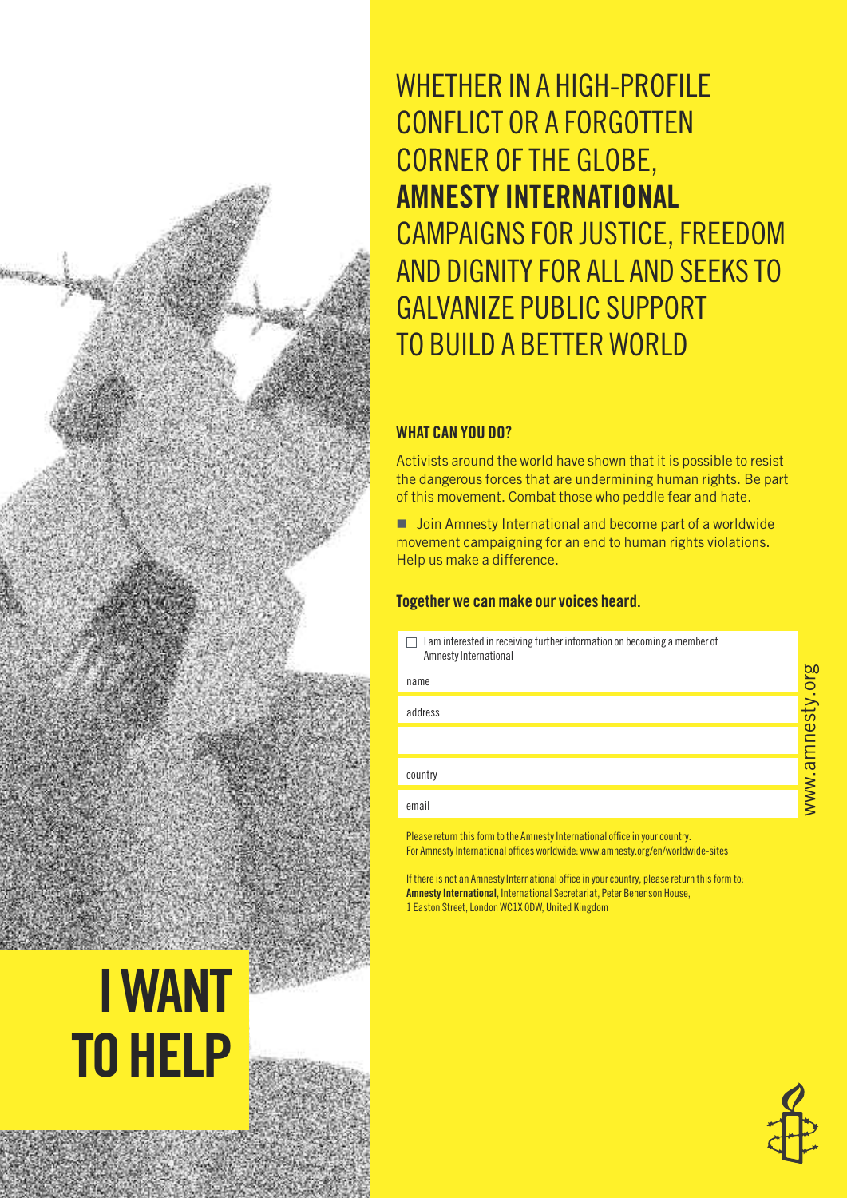# I WANT TO HELP

WHETHER IN A HIGH-PROFILE CONFLICT OR A FORGOTTEN CORNER OF THE GLOBE, **AMNESTY INTERNATIONAL** CAMPAIGNS FOR JUSTICE, FREEDOM AND DIGNITY FOR ALL AND SEEKS TO GALVANIZE PUBLIC SUPPORT TO BUILD A BETTER WORLD

### WHAT CAN YOU DO?

Activists around the world have shown that it is possible to resist the dangerous forces that are undermining human rights. Be part of this movement. Combat those who peddle fear and hate.

- Join Amnesty International and become part of a worldwide movement campaigning for an end to human rights violations. Help us make a difference.

**Together we can make our voices heard.**

☐ I am interested in receiving further information on becoming a member of Amnesty International

name

address

country

email

Please return this form to the Amnesty International office in your country.
For Amnesty International offices worldwide: www.amnesty.org/en/worldwide-sites

If there is not an Amnesty International office in your country, please return this form to:
**Amnesty International**, International Secretariat, Peter Benenson House,
1 Easton Street, London WC1X 0DW, United Kingdom

www.amnesty.org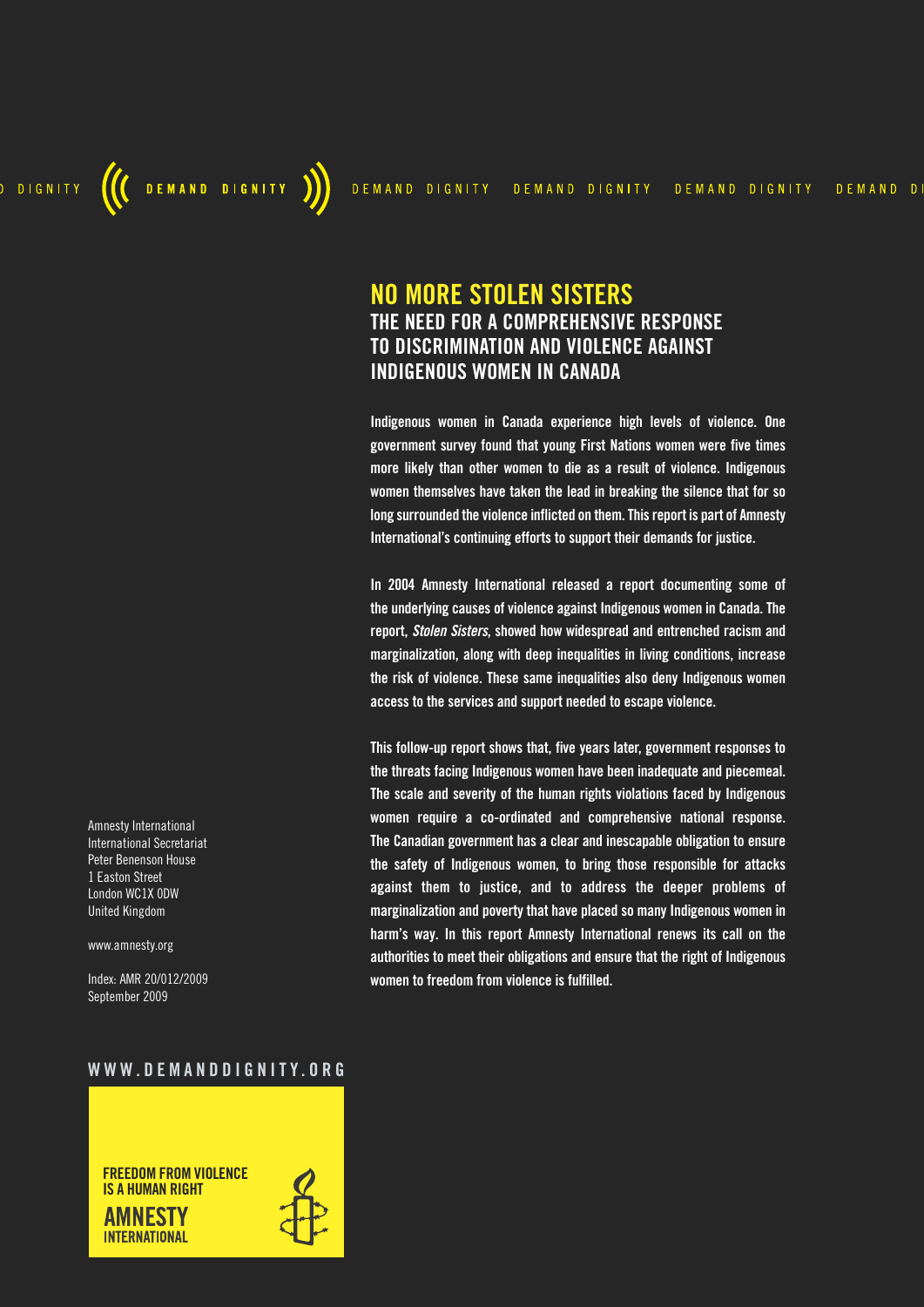DEMAND DIGNITY

# NO MORE STOLEN SISTERS

## THE NEED FOR A COMPREHENSIVE RESPONSE TO DISCRIMINATION AND VIOLENCE AGAINST INDIGENOUS WOMEN IN CANADA

**Indigenous women in Canada experience high levels of violence. One government survey found that young First Nations women were five times more likely than other women to die as a result of violence. Indigenous women themselves have taken the lead in breaking the silence that for so long surrounded the violence inflicted on them. This report is part of Amnesty International's continuing efforts to support their demands for justice.**

**In 2004 Amnesty International released a report documenting some of the underlying causes of violence against Indigenous women in Canada. The report, *Stolen Sisters*, showed how widespread and entrenched racism and marginalization, along with deep inequalities in living conditions, increase the risk of violence. These same inequalities also deny Indigenous women access to the services and support needed to escape violence.**

**This follow-up report shows that, five years later, government responses to the threats facing Indigenous women have been inadequate and piecemeal. The scale and severity of the human rights violations faced by Indigenous women require a co-ordinated and comprehensive national response. The Canadian government has a clear and inescapable obligation to ensure the safety of Indigenous women, to bring those responsible for attacks against them to justice, and to address the deeper problems of marginalization and poverty that have placed so many Indigenous women in harm's way. In this report Amnesty International renews its call on the authorities to meet their obligations and ensure that the right of Indigenous women to freedom from violence is fulfilled.**

Amnesty International
International Secretariat
Peter Benenson House
1 Easton Street
London WC1X 0DW
United Kingdom

www.amnesty.org

Index: AMR 20/012/2009
September 2009

WWW.DEMANDDIGNITY.ORG

FREEDOM FROM VIOLENCE IS A HUMAN RIGHT

AMNESTY INTERNATIONAL